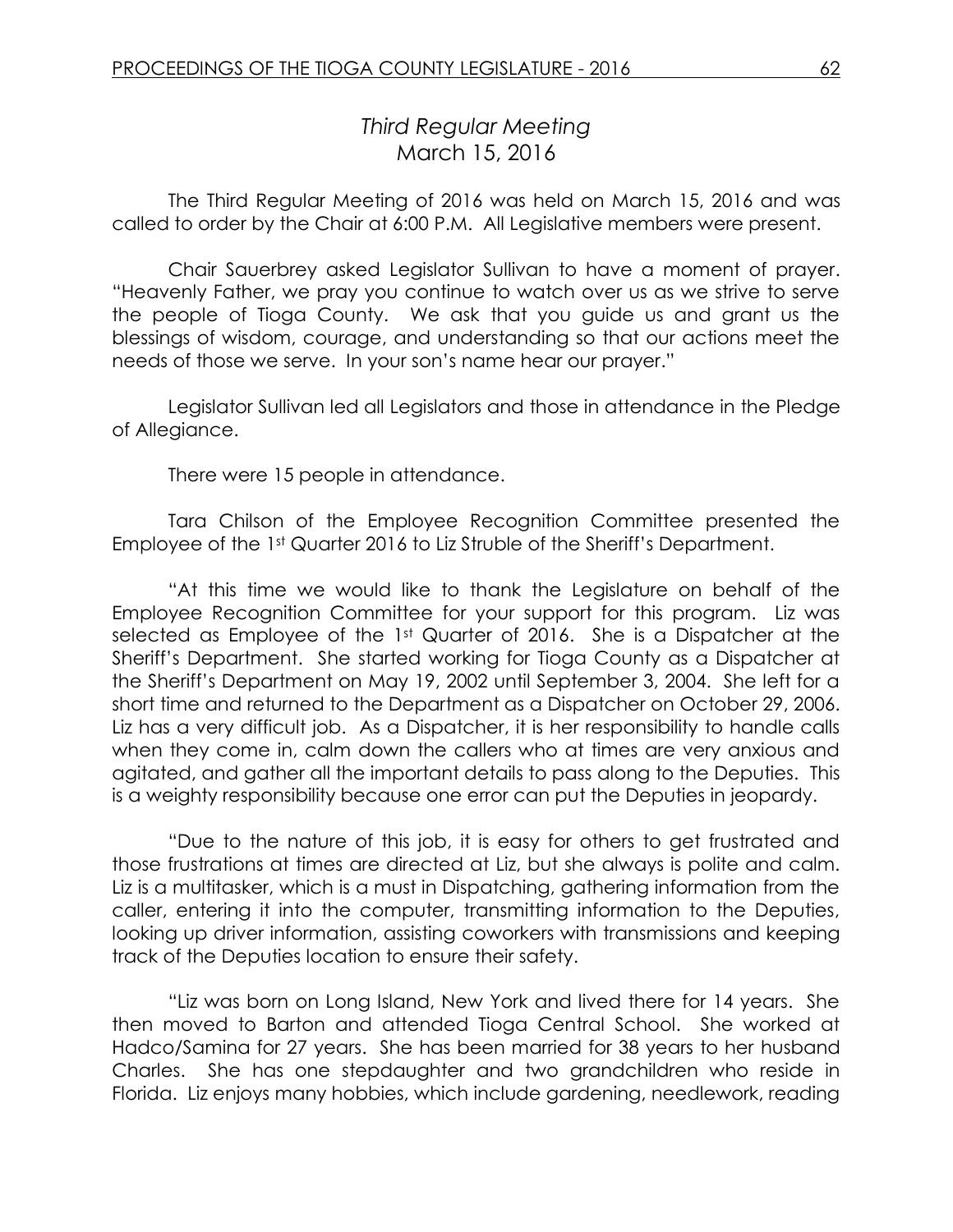## *Third Regular Meeting*
## March 15, 2016

The Third Regular Meeting of 2016 was held on March 15, 2016 and was called to order by the Chair at 6:00 P.M. All Legislative members were present.

Chair Sauerbrey asked Legislator Sullivan to have a moment of prayer. "Heavenly Father, we pray you continue to watch over us as we strive to serve the people of Tioga County. We ask that you guide us and grant us the blessings of wisdom, courage, and understanding so that our actions meet the needs of those we serve. In your son's name hear our prayer."

Legislator Sullivan led all Legislators and those in attendance in the Pledge of Allegiance.

There were 15 people in attendance.

Tara Chilson of the Employee Recognition Committee presented the Employee of the 1st Quarter 2016 to Liz Struble of the Sheriff's Department.

"At this time we would like to thank the Legislature on behalf of the Employee Recognition Committee for your support for this program. Liz was selected as Employee of the 1st Quarter of 2016. She is a Dispatcher at the Sheriff's Department. She started working for Tioga County as a Dispatcher at the Sheriff's Department on May 19, 2002 until September 3, 2004. She left for a short time and returned to the Department as a Dispatcher on October 29, 2006. Liz has a very difficult job. As a Dispatcher, it is her responsibility to handle calls when they come in, calm down the callers who at times are very anxious and agitated, and gather all the important details to pass along to the Deputies. This is a weighty responsibility because one error can put the Deputies in jeopardy.

"Due to the nature of this job, it is easy for others to get frustrated and those frustrations at times are directed at Liz, but she always is polite and calm. Liz is a multitasker, which is a must in Dispatching, gathering information from the caller, entering it into the computer, transmitting information to the Deputies, looking up driver information, assisting coworkers with transmissions and keeping track of the Deputies location to ensure their safety.

"Liz was born on Long Island, New York and lived there for 14 years. She then moved to Barton and attended Tioga Central School. She worked at Hadco/Samina for 27 years. She has been married for 38 years to her husband Charles. She has one stepdaughter and two grandchildren who reside in Florida. Liz enjoys many hobbies, which include gardening, needlework, reading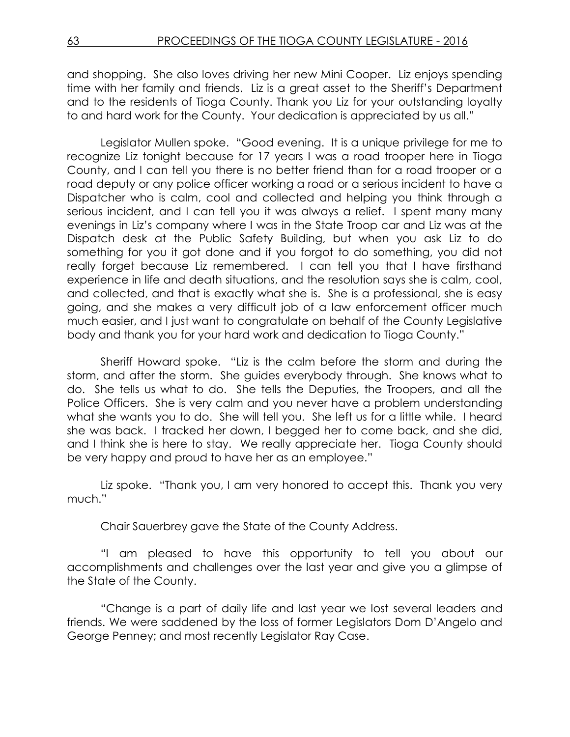and shopping. She also loves driving her new Mini Cooper. Liz enjoys spending time with her family and friends. Liz is a great asset to the Sheriff's Department and to the residents of Tioga County. Thank you Liz for your outstanding loyalty to and hard work for the County. Your dedication is appreciated by us all."

Legislator Mullen spoke. "Good evening. It is a unique privilege for me to recognize Liz tonight because for 17 years I was a road trooper here in Tioga County, and I can tell you there is no better friend than for a road trooper or a road deputy or any police officer working a road or a serious incident to have a Dispatcher who is calm, cool and collected and helping you think through a serious incident, and I can tell you it was always a relief. I spent many many evenings in Liz's company where I was in the State Troop car and Liz was at the Dispatch desk at the Public Safety Building, but when you ask Liz to do something for you it got done and if you forgot to do something, you did not really forget because Liz remembered. I can tell you that I have firsthand experience in life and death situations, and the resolution says she is calm, cool, and collected, and that is exactly what she is. She is a professional, she is easy going, and she makes a very difficult job of a law enforcement officer much much easier, and I just want to congratulate on behalf of the County Legislative body and thank you for your hard work and dedication to Tioga County."

Sheriff Howard spoke. "Liz is the calm before the storm and during the storm, and after the storm. She guides everybody through. She knows what to do. She tells us what to do. She tells the Deputies, the Troopers, and all the Police Officers. She is very calm and you never have a problem understanding what she wants you to do. She will tell you. She left us for a little while. I heard she was back. I tracked her down, I begged her to come back, and she did, and I think she is here to stay. We really appreciate her. Tioga County should be very happy and proud to have her as an employee."

Liz spoke. "Thank you, I am very honored to accept this. Thank you very much."

Chair Sauerbrey gave the State of the County Address.

"I am pleased to have this opportunity to tell you about our accomplishments and challenges over the last year and give you a glimpse of the State of the County.

"Change is a part of daily life and last year we lost several leaders and friends. We were saddened by the loss of former Legislators Dom D'Angelo and George Penney; and most recently Legislator Ray Case.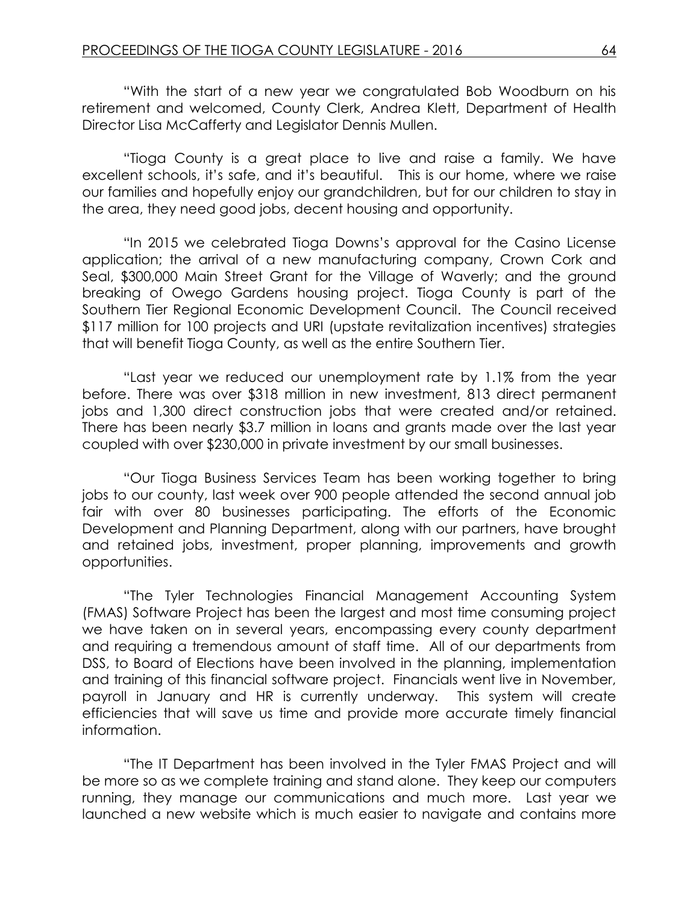"With the start of a new year we congratulated Bob Woodburn on his retirement and welcomed, County Clerk, Andrea Klett, Department of Health Director Lisa McCafferty and Legislator Dennis Mullen.

"Tioga County is a great place to live and raise a family. We have excellent schools, it's safe, and it's beautiful. This is our home, where we raise our families and hopefully enjoy our grandchildren, but for our children to stay in the area, they need good jobs, decent housing and opportunity.

"In 2015 we celebrated Tioga Downs's approval for the Casino License application; the arrival of a new manufacturing company, Crown Cork and Seal, $300,000 Main Street Grant for the Village of Waverly; and the ground breaking of Owego Gardens housing project. Tioga County is part of the Southern Tier Regional Economic Development Council. The Council received $117 million for 100 projects and URI (upstate revitalization incentives) strategies that will benefit Tioga County, as well as the entire Southern Tier.

"Last year we reduced our unemployment rate by 1.1% from the year before. There was over $318 million in new investment, 813 direct permanent jobs and 1,300 direct construction jobs that were created and/or retained. There has been nearly $3.7 million in loans and grants made over the last year coupled with over $230,000 in private investment by our small businesses.

"Our Tioga Business Services Team has been working together to bring jobs to our county, last week over 900 people attended the second annual job fair with over 80 businesses participating. The efforts of the Economic Development and Planning Department, along with our partners, have brought and retained jobs, investment, proper planning, improvements and growth opportunities.

"The Tyler Technologies Financial Management Accounting System (FMAS) Software Project has been the largest and most time consuming project we have taken on in several years, encompassing every county department and requiring a tremendous amount of staff time. All of our departments from DSS, to Board of Elections have been involved in the planning, implementation and training of this financial software project. Financials went live in November, payroll in January and HR is currently underway. This system will create efficiencies that will save us time and provide more accurate timely financial information.

"The IT Department has been involved in the Tyler FMAS Project and will be more so as we complete training and stand alone. They keep our computers running, they manage our communications and much more. Last year we launched a new website which is much easier to navigate and contains more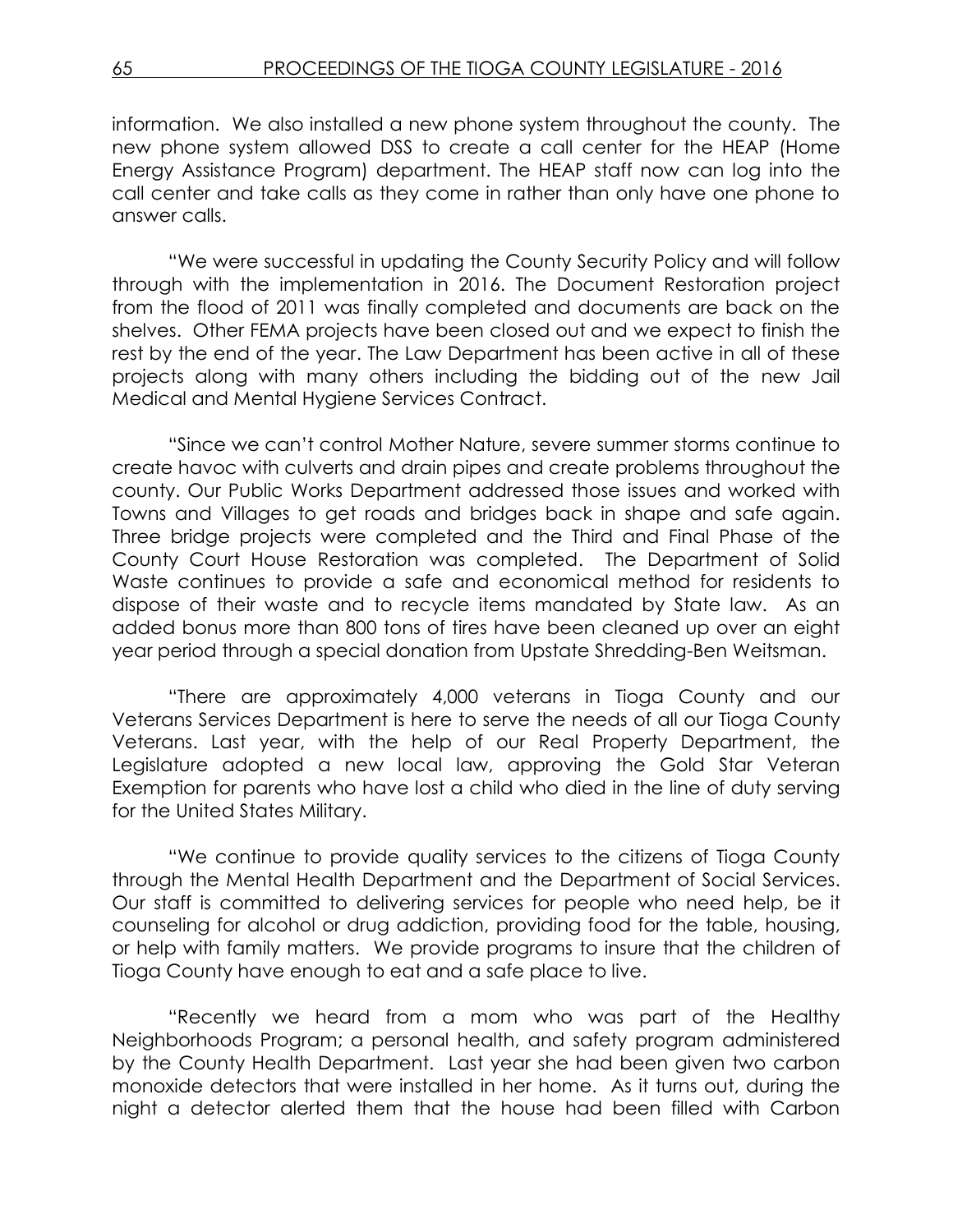information. We also installed a new phone system throughout the county. The new phone system allowed DSS to create a call center for the HEAP (Home Energy Assistance Program) department. The HEAP staff now can log into the call center and take calls as they come in rather than only have one phone to answer calls.

"We were successful in updating the County Security Policy and will follow through with the implementation in 2016. The Document Restoration project from the flood of 2011 was finally completed and documents are back on the shelves. Other FEMA projects have been closed out and we expect to finish the rest by the end of the year. The Law Department has been active in all of these projects along with many others including the bidding out of the new Jail Medical and Mental Hygiene Services Contract.

"Since we can't control Mother Nature, severe summer storms continue to create havoc with culverts and drain pipes and create problems throughout the county. Our Public Works Department addressed those issues and worked with Towns and Villages to get roads and bridges back in shape and safe again. Three bridge projects were completed and the Third and Final Phase of the County Court House Restoration was completed. The Department of Solid Waste continues to provide a safe and economical method for residents to dispose of their waste and to recycle items mandated by State law. As an added bonus more than 800 tons of tires have been cleaned up over an eight year period through a special donation from Upstate Shredding-Ben Weitsman.

"There are approximately 4,000 veterans in Tioga County and our Veterans Services Department is here to serve the needs of all our Tioga County Veterans. Last year, with the help of our Real Property Department, the Legislature adopted a new local law, approving the Gold Star Veteran Exemption for parents who have lost a child who died in the line of duty serving for the United States Military.

"We continue to provide quality services to the citizens of Tioga County through the Mental Health Department and the Department of Social Services. Our staff is committed to delivering services for people who need help, be it counseling for alcohol or drug addiction, providing food for the table, housing, or help with family matters. We provide programs to insure that the children of Tioga County have enough to eat and a safe place to live.

"Recently we heard from a mom who was part of the Healthy Neighborhoods Program; a personal health, and safety program administered by the County Health Department. Last year she had been given two carbon monoxide detectors that were installed in her home. As it turns out, during the night a detector alerted them that the house had been filled with Carbon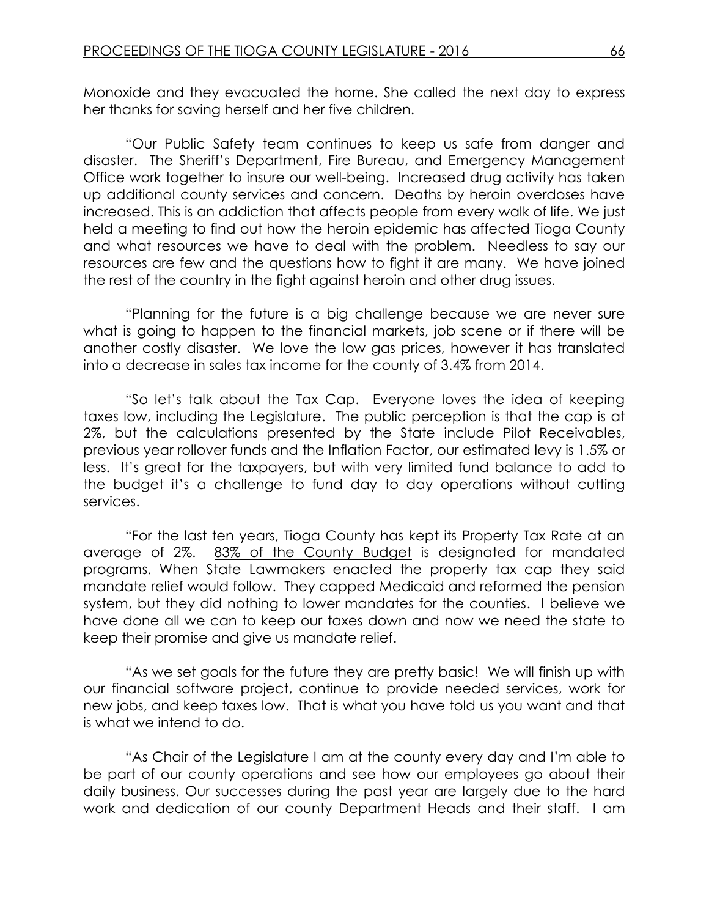Monoxide and they evacuated the home. She called the next day to express her thanks for saving herself and her five children.

"Our Public Safety team continues to keep us safe from danger and disaster. The Sheriff's Department, Fire Bureau, and Emergency Management Office work together to insure our well-being. Increased drug activity has taken up additional county services and concern. Deaths by heroin overdoses have increased. This is an addiction that affects people from every walk of life. We just held a meeting to find out how the heroin epidemic has affected Tioga County and what resources we have to deal with the problem. Needless to say our resources are few and the questions how to fight it are many. We have joined the rest of the country in the fight against heroin and other drug issues.

"Planning for the future is a big challenge because we are never sure what is going to happen to the financial markets, job scene or if there will be another costly disaster. We love the low gas prices, however it has translated into a decrease in sales tax income for the county of 3.4% from 2014.

"So let's talk about the Tax Cap. Everyone loves the idea of keeping taxes low, including the Legislature. The public perception is that the cap is at 2%, but the calculations presented by the State include Pilot Receivables, previous year rollover funds and the Inflation Factor, our estimated levy is 1.5% or less. It's great for the taxpayers, but with very limited fund balance to add to the budget it's a challenge to fund day to day operations without cutting services.

"For the last ten years, Tioga County has kept its Property Tax Rate at an average of 2%. 83% of the County Budget is designated for mandated programs. When State Lawmakers enacted the property tax cap they said mandate relief would follow. They capped Medicaid and reformed the pension system, but they did nothing to lower mandates for the counties. I believe we have done all we can to keep our taxes down and now we need the state to keep their promise and give us mandate relief.

"As we set goals for the future they are pretty basic! We will finish up with our financial software project, continue to provide needed services, work for new jobs, and keep taxes low. That is what you have told us you want and that is what we intend to do.

"As Chair of the Legislature I am at the county every day and I'm able to be part of our county operations and see how our employees go about their daily business. Our successes during the past year are largely due to the hard work and dedication of our county Department Heads and their staff. I am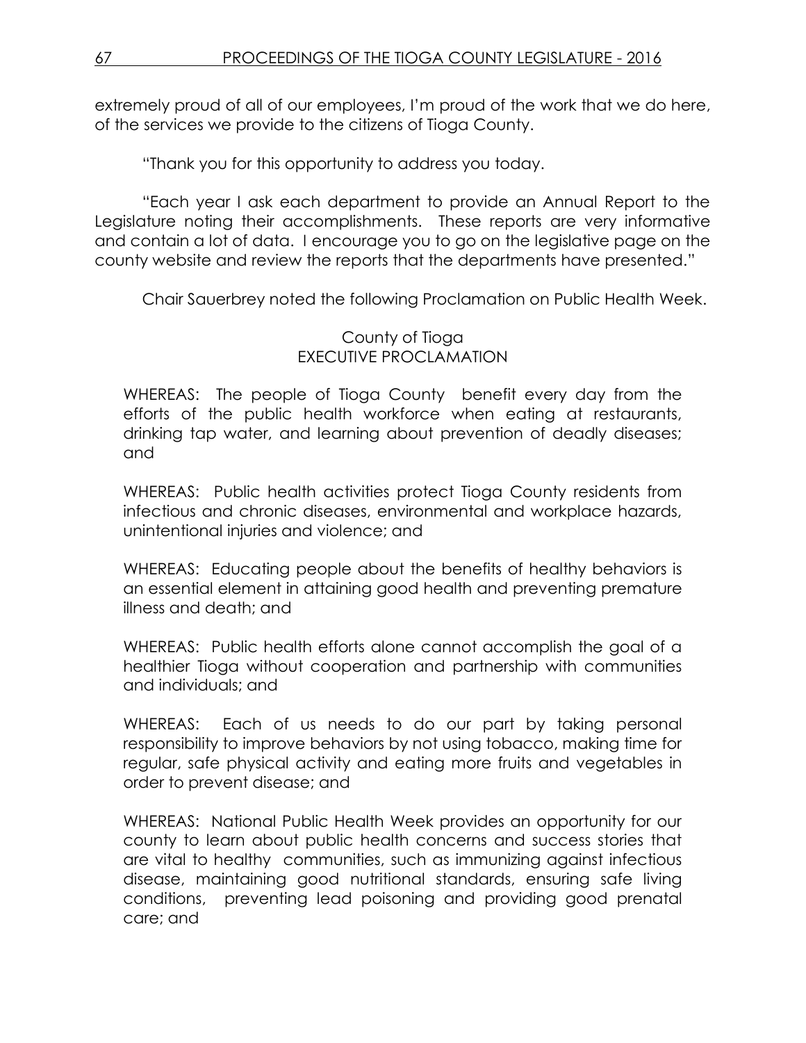extremely proud of all of our employees, I'm proud of the work that we do here, of the services we provide to the citizens of Tioga County.

"Thank you for this opportunity to address you today.

"Each year I ask each department to provide an Annual Report to the Legislature noting their accomplishments. These reports are very informative and contain a lot of data. I encourage you to go on the legislative page on the county website and review the reports that the departments have presented."

Chair Sauerbrey noted the following Proclamation on Public Health Week.

County of Tioga
EXECUTIVE PROCLAMATION

WHEREAS: The people of Tioga County benefit every day from the efforts of the public health workforce when eating at restaurants, drinking tap water, and learning about prevention of deadly diseases; and

WHEREAS: Public health activities protect Tioga County residents from infectious and chronic diseases, environmental and workplace hazards, unintentional injuries and violence; and

WHEREAS: Educating people about the benefits of healthy behaviors is an essential element in attaining good health and preventing premature illness and death; and

WHEREAS: Public health efforts alone cannot accomplish the goal of a healthier Tioga without cooperation and partnership with communities and individuals; and

WHEREAS: Each of us needs to do our part by taking personal responsibility to improve behaviors by not using tobacco, making time for regular, safe physical activity and eating more fruits and vegetables in order to prevent disease; and

WHEREAS: National Public Health Week provides an opportunity for our county to learn about public health concerns and success stories that are vital to healthy communities, such as immunizing against infectious disease, maintaining good nutritional standards, ensuring safe living conditions, preventing lead poisoning and providing good prenatal care; and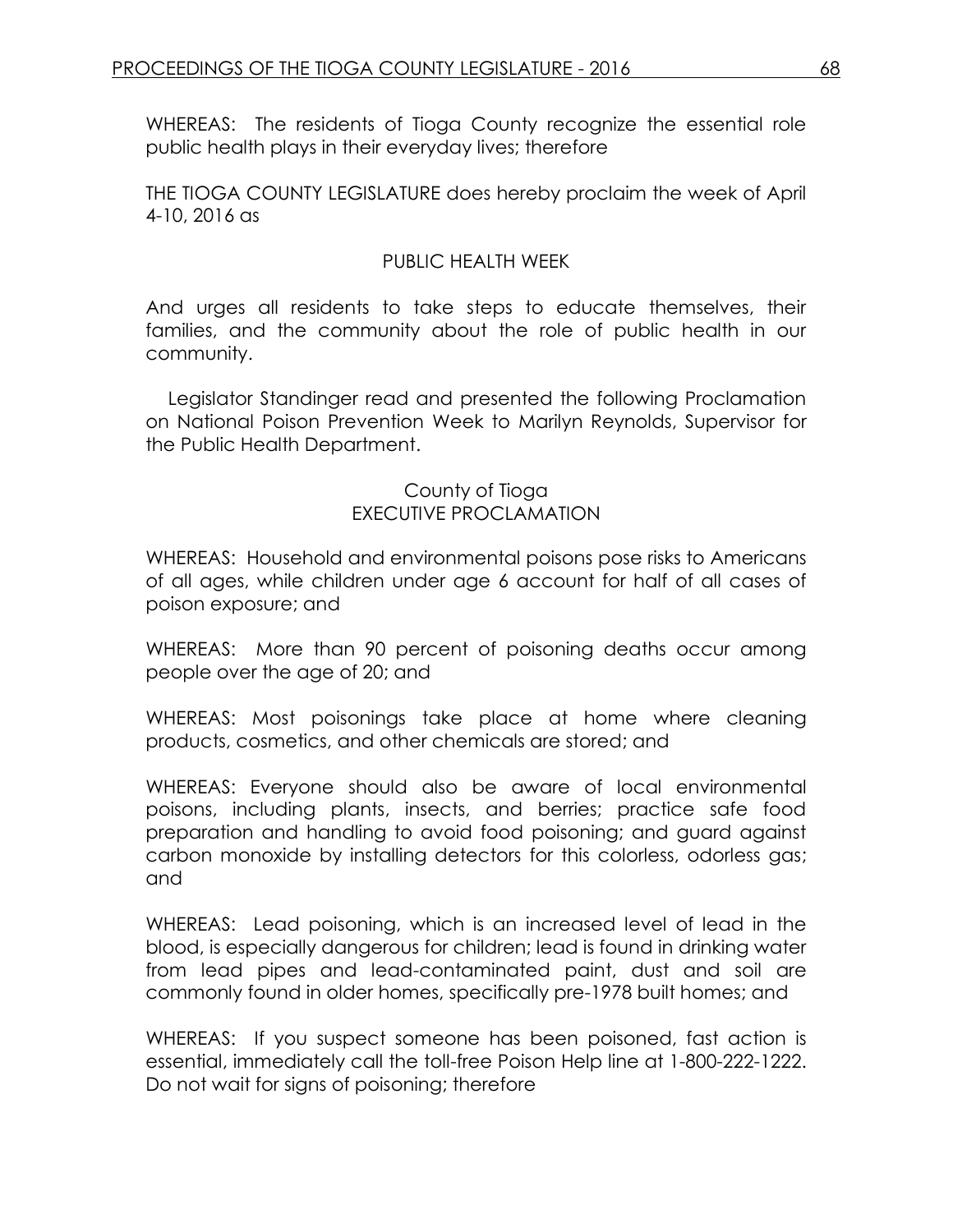WHEREAS: The residents of Tioga County recognize the essential role public health plays in their everyday lives; therefore

THE TIOGA COUNTY LEGISLATURE does hereby proclaim the week of April 4-10, 2016 as

PUBLIC HEALTH WEEK

And urges all residents to take steps to educate themselves, their families, and the community about the role of public health in our community.

Legislator Standinger read and presented the following Proclamation on National Poison Prevention Week to Marilyn Reynolds, Supervisor for the Public Health Department.

County of Tioga
EXECUTIVE PROCLAMATION

WHEREAS: Household and environmental poisons pose risks to Americans of all ages, while children under age 6 account for half of all cases of poison exposure; and

WHEREAS: More than 90 percent of poisoning deaths occur among people over the age of 20; and

WHEREAS: Most poisonings take place at home where cleaning products, cosmetics, and other chemicals are stored; and

WHEREAS: Everyone should also be aware of local environmental poisons, including plants, insects, and berries; practice safe food preparation and handling to avoid food poisoning; and guard against carbon monoxide by installing detectors for this colorless, odorless gas; and

WHEREAS: Lead poisoning, which is an increased level of lead in the blood, is especially dangerous for children; lead is found in drinking water from lead pipes and lead-contaminated paint, dust and soil are commonly found in older homes, specifically pre-1978 built homes; and

WHEREAS: If you suspect someone has been poisoned, fast action is essential, immediately call the toll-free Poison Help line at 1-800-222-1222. Do not wait for signs of poisoning; therefore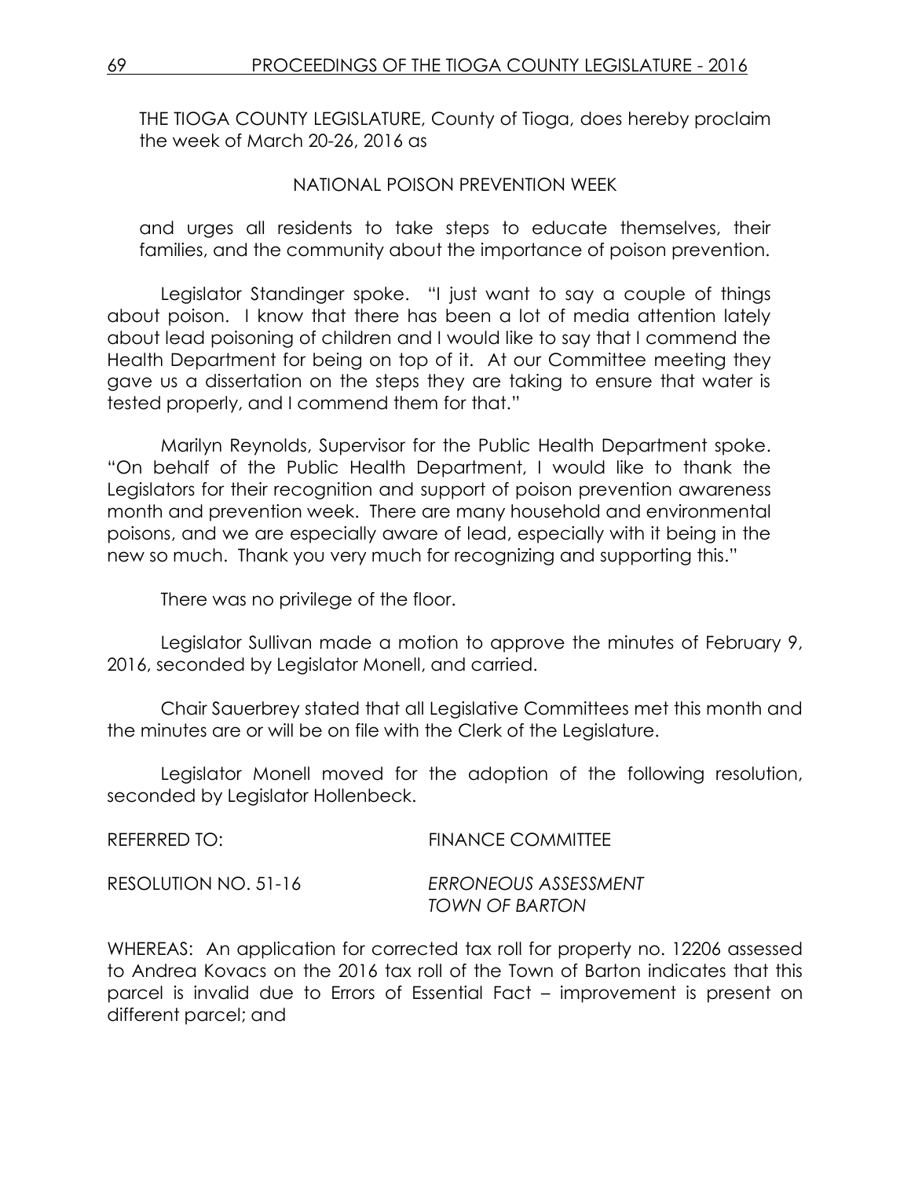THE TIOGA COUNTY LEGISLATURE, County of Tioga, does hereby proclaim the week of March 20-26, 2016 as

NATIONAL POISON PREVENTION WEEK

and urges all residents to take steps to educate themselves, their families, and the community about the importance of poison prevention.

Legislator Standinger spoke. "I just want to say a couple of things about poison. I know that there has been a lot of media attention lately about lead poisoning of children and I would like to say that I commend the Health Department for being on top of it. At our Committee meeting they gave us a dissertation on the steps they are taking to ensure that water is tested properly, and I commend them for that."

Marilyn Reynolds, Supervisor for the Public Health Department spoke. "On behalf of the Public Health Department, I would like to thank the Legislators for their recognition and support of poison prevention awareness month and prevention week. There are many household and environmental poisons, and we are especially aware of lead, especially with it being in the new so much. Thank you very much for recognizing and supporting this."

There was no privilege of the floor.

Legislator Sullivan made a motion to approve the minutes of February 9, 2016, seconded by Legislator Monell, and carried.

Chair Sauerbrey stated that all Legislative Committees met this month and the minutes are or will be on file with the Clerk of the Legislature.

Legislator Monell moved for the adoption of the following resolution, seconded by Legislator Hollenbeck.

REFERRED TO: FINANCE COMMITTEE

RESOLUTION NO. 51-16 *ERRONEOUS ASSESSMENT TOWN OF BARTON*

WHEREAS: An application for corrected tax roll for property no. 12206 assessed to Andrea Kovacs on the 2016 tax roll of the Town of Barton indicates that this parcel is invalid due to Errors of Essential Fact – improvement is present on different parcel; and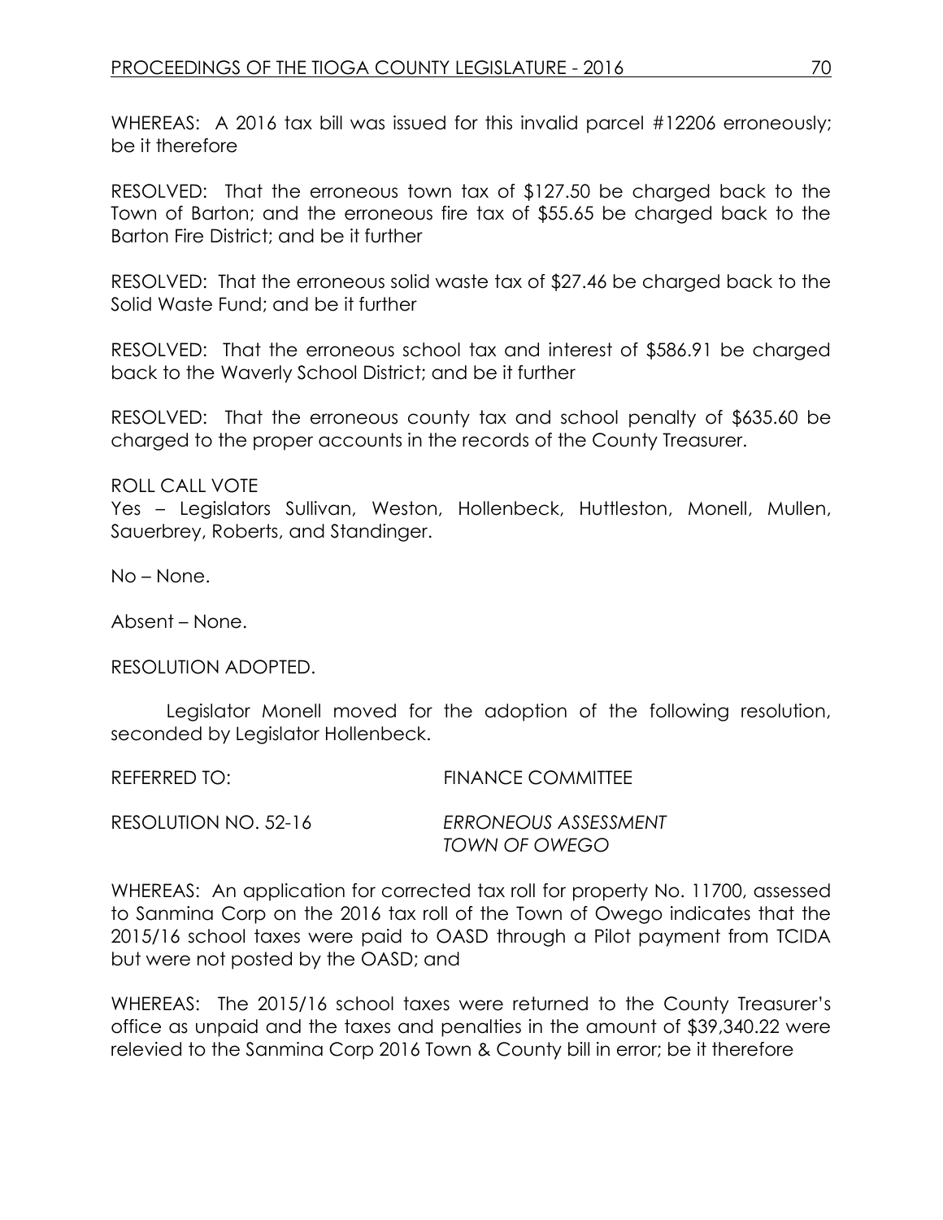WHEREAS: A 2016 tax bill was issued for this invalid parcel #12206 erroneously; be it therefore

RESOLVED: That the erroneous town tax of $127.50 be charged back to the Town of Barton; and the erroneous fire tax of $55.65 be charged back to the Barton Fire District; and be it further

RESOLVED: That the erroneous solid waste tax of $27.46 be charged back to the Solid Waste Fund; and be it further

RESOLVED: That the erroneous school tax and interest of $586.91 be charged back to the Waverly School District; and be it further

RESOLVED: That the erroneous county tax and school penalty of $635.60 be charged to the proper accounts in the records of the County Treasurer.

ROLL CALL VOTE
Yes – Legislators Sullivan, Weston, Hollenbeck, Huttleston, Monell, Mullen, Sauerbrey, Roberts, and Standinger.

No – None.

Absent – None.

RESOLUTION ADOPTED.

Legislator Monell moved for the adoption of the following resolution, seconded by Legislator Hollenbeck.

REFERRED TO: FINANCE COMMITTEE

RESOLUTION NO. 52-16 *ERRONEOUS ASSESSMENT TOWN OF OWEGO*

WHEREAS: An application for corrected tax roll for property No. 11700, assessed to Sanmina Corp on the 2016 tax roll of the Town of Owego indicates that the 2015/16 school taxes were paid to OASD through a Pilot payment from TCIDA but were not posted by the OASD; and

WHEREAS: The 2015/16 school taxes were returned to the County Treasurer's office as unpaid and the taxes and penalties in the amount of $39,340.22 were relevied to the Sanmina Corp 2016 Town & County bill in error; be it therefore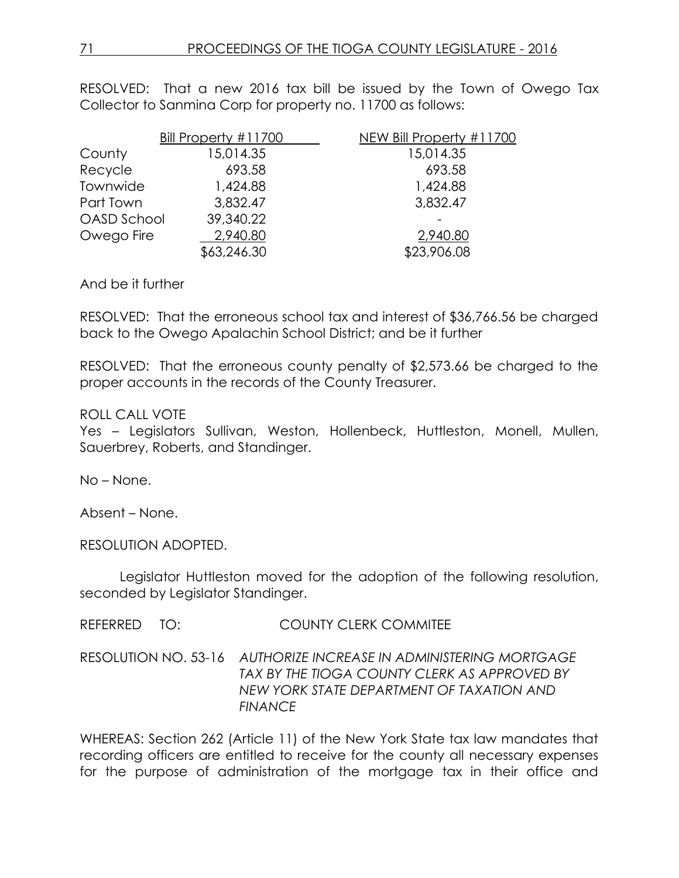RESOLVED: That a new 2016 tax bill be issued by the Town of Owego Tax Collector to Sanmina Corp for property no. 11700 as follows:

| | Bill Property #11700 | NEW Bill Property #11700 |
|---|---|---|
| County | 15,014.35 | 15,014.35 |
| Recycle | 693.58 | 693.58 |
| Townwide | 1,424.88 | 1,424.88 |
| Part Town | 3,832.47 | 3,832.47 |
| OASD School | 39,340.22 | - |
| Owego Fire | 2,940.80 | 2,940.80 |
| | $63,246.30 | $23,906.08 |

And be it further

RESOLVED: That the erroneous school tax and interest of $36,766.56 be charged back to the Owego Apalachin School District; and be it further

RESOLVED: That the erroneous county penalty of $2,573.66 be charged to the proper accounts in the records of the County Treasurer.

ROLL CALL VOTE
Yes – Legislators Sullivan, Weston, Hollenbeck, Huttleston, Monell, Mullen, Sauerbrey, Roberts, and Standinger.

No – None.

Absent – None.

RESOLUTION ADOPTED.

Legislator Huttleston moved for the adoption of the following resolution, seconded by Legislator Standinger.

REFERRED TO: COUNTY CLERK COMMITEE

RESOLUTION NO. 53-16 *AUTHORIZE INCREASE IN ADMINISTERING MORTGAGE TAX BY THE TIOGA COUNTY CLERK AS APPROVED BY NEW YORK STATE DEPARTMENT OF TAXATION AND FINANCE*

WHEREAS: Section 262 (Article 11) of the New York State tax law mandates that recording officers are entitled to receive for the county all necessary expenses for the purpose of administration of the mortgage tax in their office and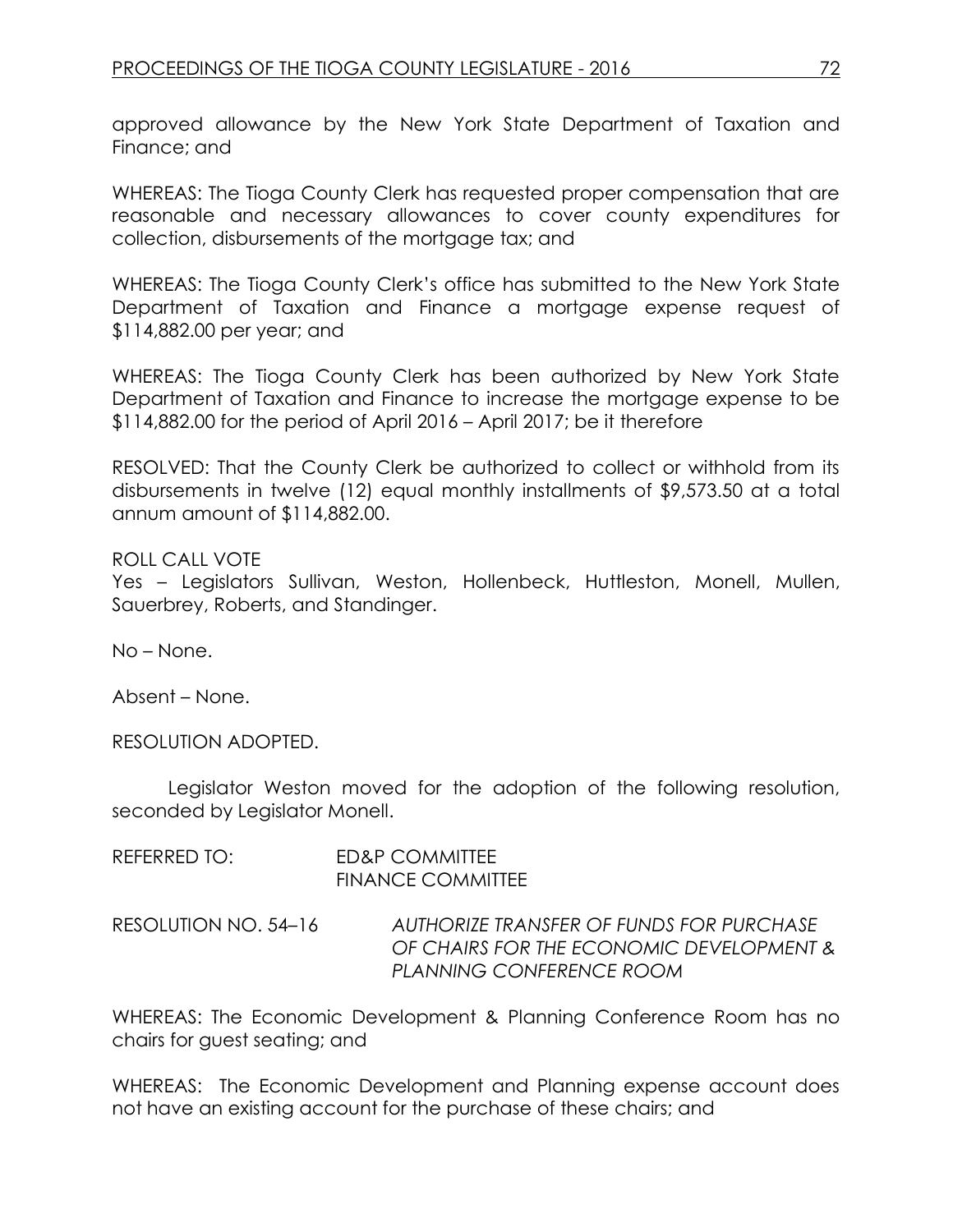approved allowance by the New York State Department of Taxation and Finance; and

WHEREAS: The Tioga County Clerk has requested proper compensation that are reasonable and necessary allowances to cover county expenditures for collection, disbursements of the mortgage tax; and

WHEREAS: The Tioga County Clerk's office has submitted to the New York State Department of Taxation and Finance a mortgage expense request of $114,882.00 per year; and

WHEREAS: The Tioga County Clerk has been authorized by New York State Department of Taxation and Finance to increase the mortgage expense to be $114,882.00 for the period of April 2016 – April 2017; be it therefore

RESOLVED: That the County Clerk be authorized to collect or withhold from its disbursements in twelve (12) equal monthly installments of $9,573.50 at a total annum amount of $114,882.00.

ROLL CALL VOTE
Yes – Legislators Sullivan, Weston, Hollenbeck, Huttleston, Monell, Mullen, Sauerbrey, Roberts, and Standinger.

No – None.

Absent – None.

RESOLUTION ADOPTED.

Legislator Weston moved for the adoption of the following resolution, seconded by Legislator Monell.

REFERRED TO: ED&P COMMITTEE
FINANCE COMMITTEE

RESOLUTION NO. 54–16 *AUTHORIZE TRANSFER OF FUNDS FOR PURCHASE OF CHAIRS FOR THE ECONOMIC DEVELOPMENT & PLANNING CONFERENCE ROOM*

WHEREAS: The Economic Development & Planning Conference Room has no chairs for guest seating; and

WHEREAS: The Economic Development and Planning expense account does not have an existing account for the purchase of these chairs; and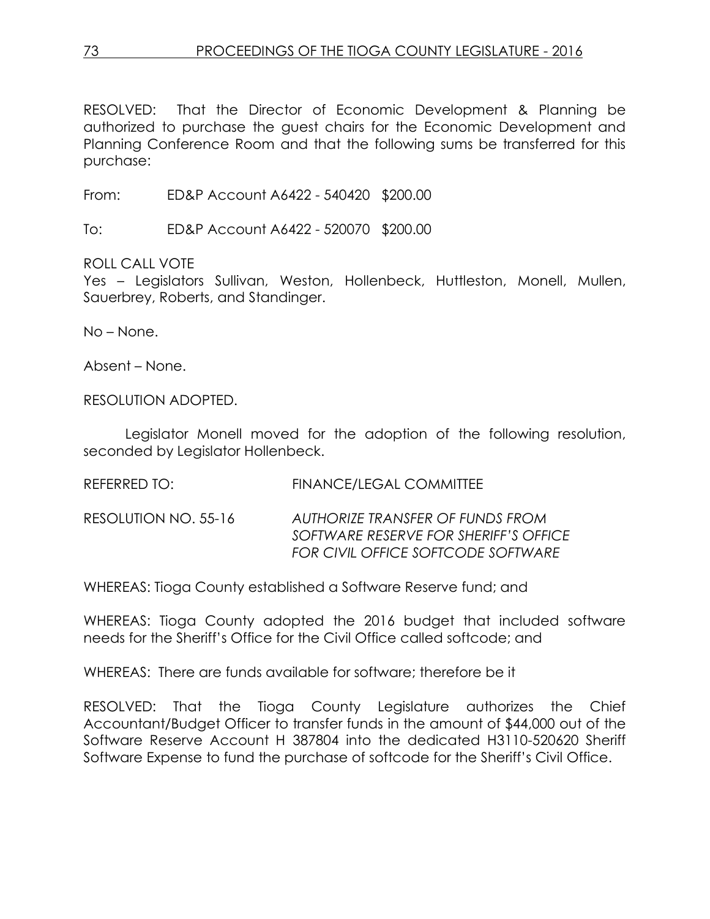RESOLVED: That the Director of Economic Development & Planning be authorized to purchase the guest chairs for the Economic Development and Planning Conference Room and that the following sums be transferred for this purchase:

From: ED&P Account A6422 - 540420 $200.00

To: ED&P Account A6422 - 520070 $200.00

ROLL CALL VOTE
Yes – Legislators Sullivan, Weston, Hollenbeck, Huttleston, Monell, Mullen, Sauerbrey, Roberts, and Standinger.

No – None.

Absent – None.

RESOLUTION ADOPTED.

Legislator Monell moved for the adoption of the following resolution, seconded by Legislator Hollenbeck.

REFERRED TO: FINANCE/LEGAL COMMITTEE

RESOLUTION NO. 55-16 *AUTHORIZE TRANSFER OF FUNDS FROM SOFTWARE RESERVE FOR SHERIFF'S OFFICE FOR CIVIL OFFICE SOFTCODE SOFTWARE*

WHEREAS: Tioga County established a Software Reserve fund; and

WHEREAS: Tioga County adopted the 2016 budget that included software needs for the Sheriff's Office for the Civil Office called softcode; and

WHEREAS: There are funds available for software; therefore be it

RESOLVED: That the Tioga County Legislature authorizes the Chief Accountant/Budget Officer to transfer funds in the amount of $44,000 out of the Software Reserve Account H 387804 into the dedicated H3110-520620 Sheriff Software Expense to fund the purchase of softcode for the Sheriff's Civil Office.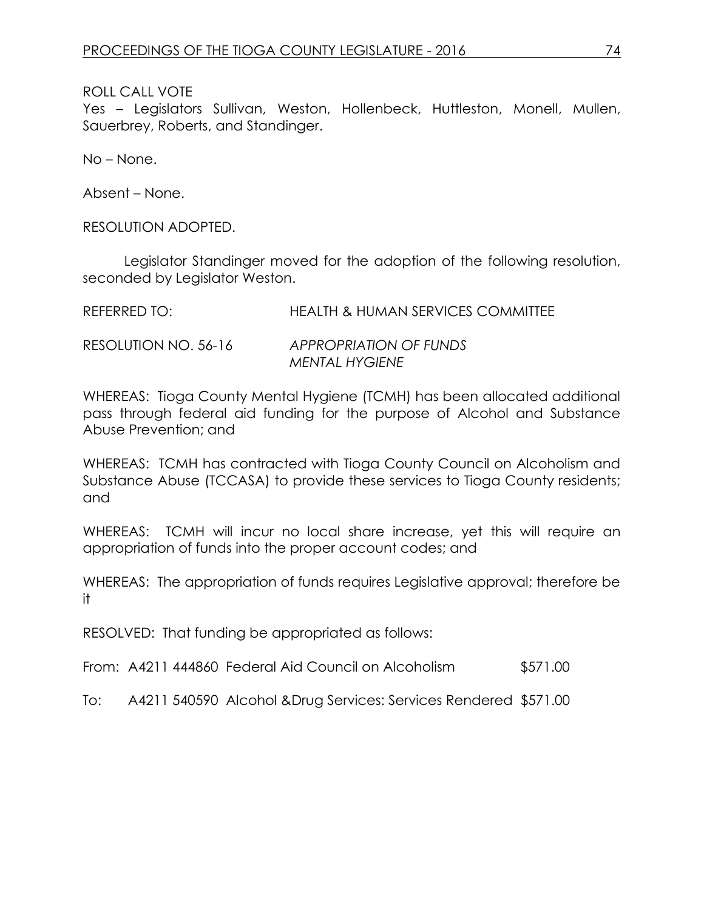ROLL CALL VOTE
Yes – Legislators Sullivan, Weston, Hollenbeck, Huttleston, Monell, Mullen, Sauerbrey, Roberts, and Standinger.

No – None.

Absent – None.

RESOLUTION ADOPTED.

Legislator Standinger moved for the adoption of the following resolution, seconded by Legislator Weston.

REFERRED TO: HEALTH & HUMAN SERVICES COMMITTEE

RESOLUTION NO. 56-16 *APPROPRIATION OF FUNDS MENTAL HYGIENE*

WHEREAS: Tioga County Mental Hygiene (TCMH) has been allocated additional pass through federal aid funding for the purpose of Alcohol and Substance Abuse Prevention; and

WHEREAS: TCMH has contracted with Tioga County Council on Alcoholism and Substance Abuse (TCCASA) to provide these services to Tioga County residents; and

WHEREAS: TCMH will incur no local share increase, yet this will require an appropriation of funds into the proper account codes; and

WHEREAS: The appropriation of funds requires Legislative approval; therefore be it

RESOLVED: That funding be appropriated as follows:

From: A4211 444860 Federal Aid Council on Alcoholism $571.00

To: A4211 540590 Alcohol &Drug Services: Services Rendered $571.00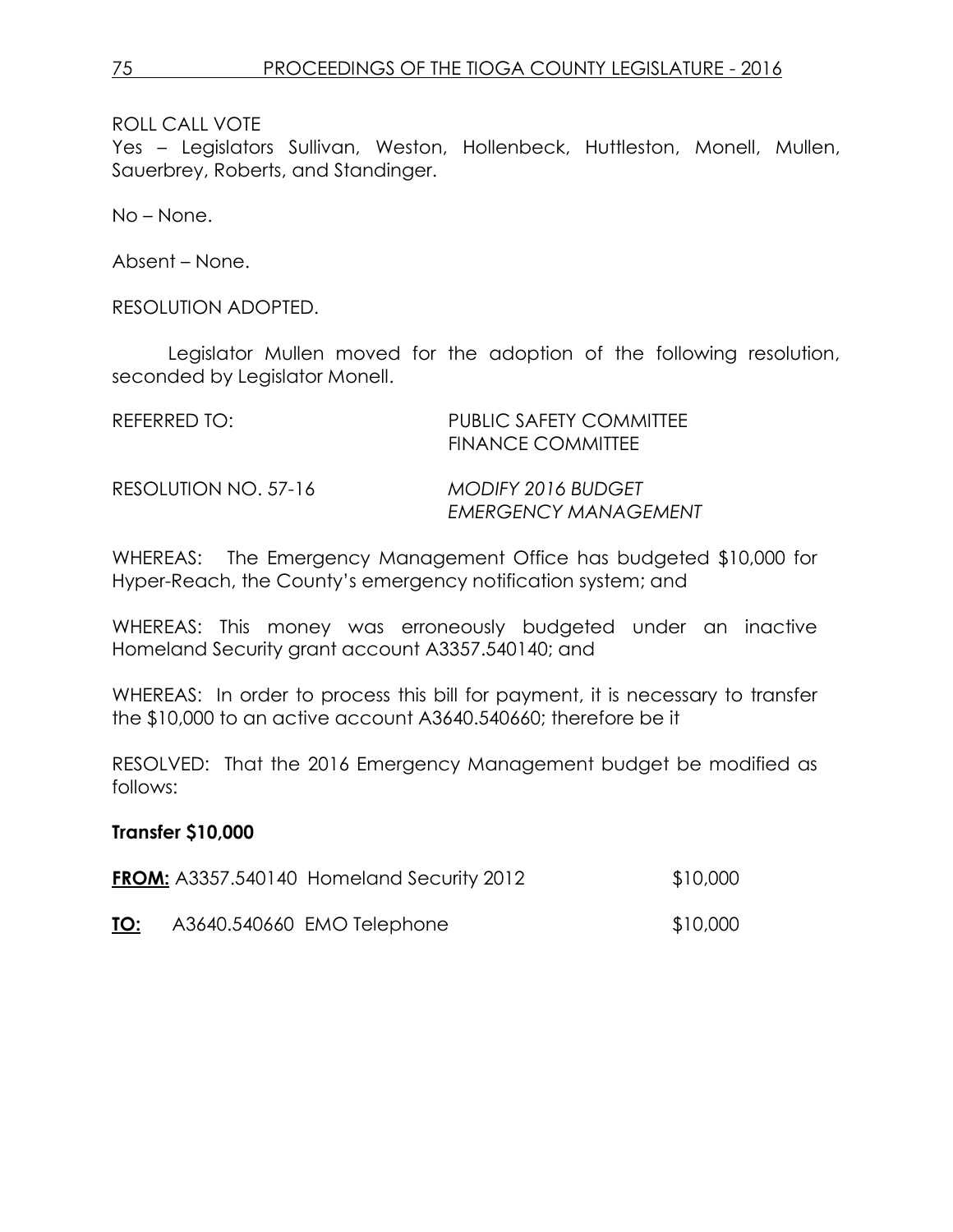ROLL CALL VOTE

Yes – Legislators Sullivan, Weston, Hollenbeck, Huttleston, Monell, Mullen, Sauerbrey, Roberts, and Standinger.

No – None.

Absent – None.

RESOLUTION ADOPTED.

Legislator Mullen moved for the adoption of the following resolution, seconded by Legislator Monell.

REFERRED TO: PUBLIC SAFETY COMMITTEE
FINANCE COMMITTEE

RESOLUTION NO. 57-16 *MODIFY 2016 BUDGET*
*EMERGENCY MANAGEMENT*

WHEREAS: The Emergency Management Office has budgeted $10,000 for Hyper-Reach, the County's emergency notification system; and

WHEREAS: This money was erroneously budgeted under an inactive Homeland Security grant account A3357.540140; and

WHEREAS: In order to process this bill for payment, it is necessary to transfer the $10,000 to an active account A3640.540660; therefore be it

RESOLVED: That the 2016 Emergency Management budget be modified as follows:

**Transfer $10,000**

**FROM:** A3357.540140 Homeland Security 2012 $10,000

**TO:** A3640.540660 EMO Telephone $10,000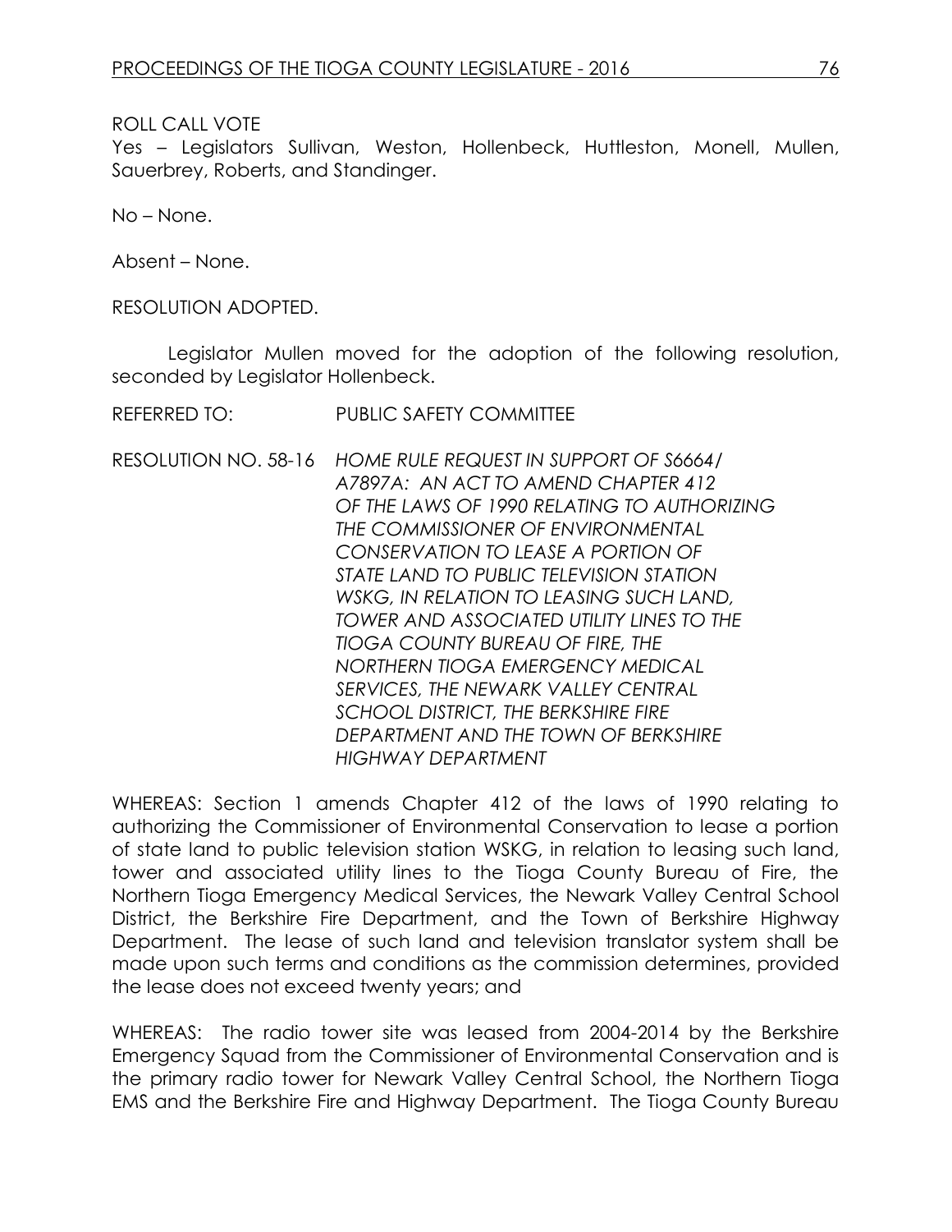ROLL CALL VOTE
Yes – Legislators Sullivan, Weston, Hollenbeck, Huttleston, Monell, Mullen, Sauerbrey, Roberts, and Standinger.

No – None.

Absent – None.

RESOLUTION ADOPTED.

Legislator Mullen moved for the adoption of the following resolution, seconded by Legislator Hollenbeck.

REFERRED TO: PUBLIC SAFETY COMMITTEE

RESOLUTION NO. 58-16 *HOME RULE REQUEST IN SUPPORT OF S6664/ A7897A: AN ACT TO AMEND CHAPTER 412 OF THE LAWS OF 1990 RELATING TO AUTHORIZING THE COMMISSIONER OF ENVIRONMENTAL CONSERVATION TO LEASE A PORTION OF STATE LAND TO PUBLIC TELEVISION STATION WSKG, IN RELATION TO LEASING SUCH LAND, TOWER AND ASSOCIATED UTILITY LINES TO THE TIOGA COUNTY BUREAU OF FIRE, THE NORTHERN TIOGA EMERGENCY MEDICAL SERVICES, THE NEWARK VALLEY CENTRAL SCHOOL DISTRICT, THE BERKSHIRE FIRE DEPARTMENT AND THE TOWN OF BERKSHIRE HIGHWAY DEPARTMENT*

WHEREAS: Section 1 amends Chapter 412 of the laws of 1990 relating to authorizing the Commissioner of Environmental Conservation to lease a portion of state land to public television station WSKG, in relation to leasing such land, tower and associated utility lines to the Tioga County Bureau of Fire, the Northern Tioga Emergency Medical Services, the Newark Valley Central School District, the Berkshire Fire Department, and the Town of Berkshire Highway Department. The lease of such land and television translator system shall be made upon such terms and conditions as the commission determines, provided the lease does not exceed twenty years; and

WHEREAS: The radio tower site was leased from 2004-2014 by the Berkshire Emergency Squad from the Commissioner of Environmental Conservation and is the primary radio tower for Newark Valley Central School, the Northern Tioga EMS and the Berkshire Fire and Highway Department. The Tioga County Bureau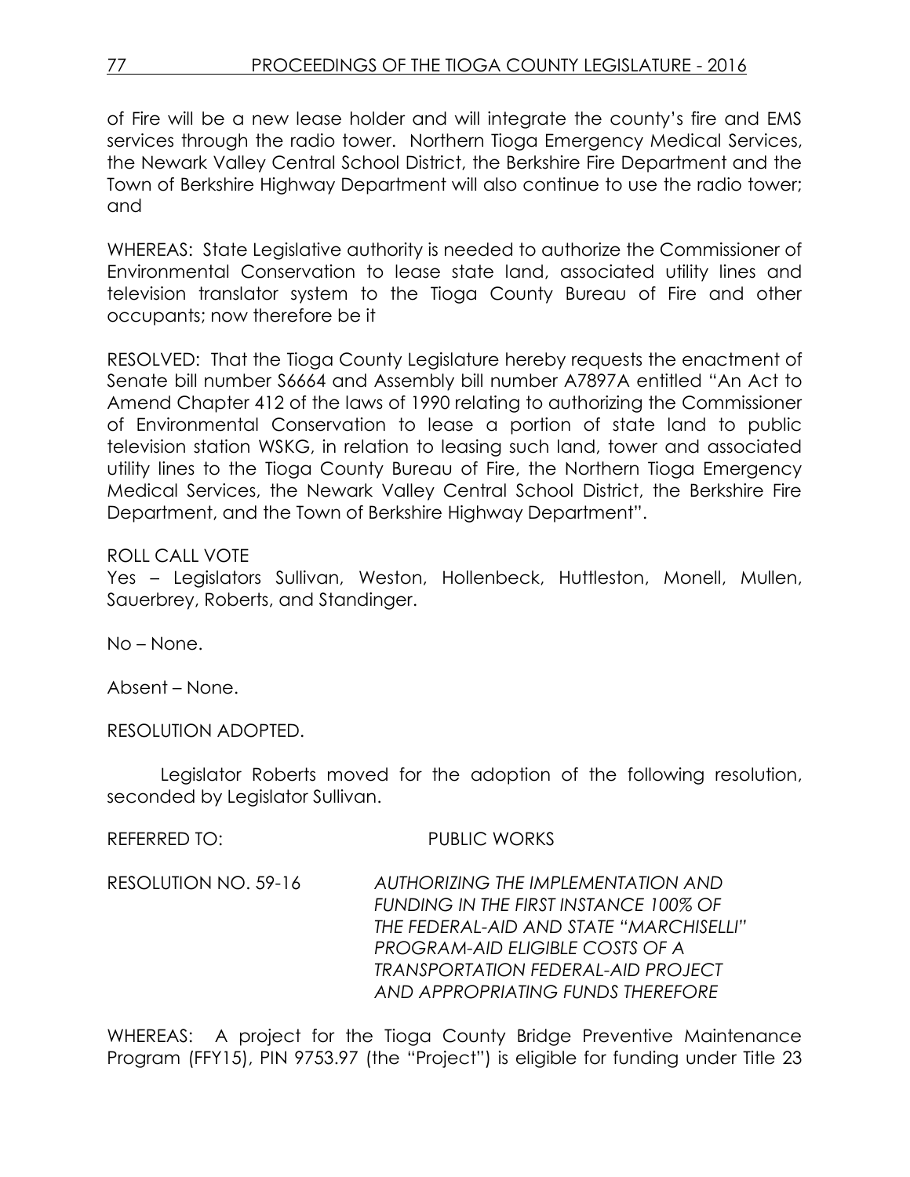of Fire will be a new lease holder and will integrate the county's fire and EMS services through the radio tower. Northern Tioga Emergency Medical Services, the Newark Valley Central School District, the Berkshire Fire Department and the Town of Berkshire Highway Department will also continue to use the radio tower; and

WHEREAS: State Legislative authority is needed to authorize the Commissioner of Environmental Conservation to lease state land, associated utility lines and television translator system to the Tioga County Bureau of Fire and other occupants; now therefore be it

RESOLVED: That the Tioga County Legislature hereby requests the enactment of Senate bill number S6664 and Assembly bill number A7897A entitled "An Act to Amend Chapter 412 of the laws of 1990 relating to authorizing the Commissioner of Environmental Conservation to lease a portion of state land to public television station WSKG, in relation to leasing such land, tower and associated utility lines to the Tioga County Bureau of Fire, the Northern Tioga Emergency Medical Services, the Newark Valley Central School District, the Berkshire Fire Department, and the Town of Berkshire Highway Department".

ROLL CALL VOTE
Yes – Legislators Sullivan, Weston, Hollenbeck, Huttleston, Monell, Mullen, Sauerbrey, Roberts, and Standinger.

No – None.

Absent – None.

RESOLUTION ADOPTED.

Legislator Roberts moved for the adoption of the following resolution, seconded by Legislator Sullivan.

REFERRED TO: PUBLIC WORKS

RESOLUTION NO. 59-16 *AUTHORIZING THE IMPLEMENTATION AND FUNDING IN THE FIRST INSTANCE 100% OF THE FEDERAL-AID AND STATE "MARCHISELLI" PROGRAM-AID ELIGIBLE COSTS OF A TRANSPORTATION FEDERAL-AID PROJECT AND APPROPRIATING FUNDS THEREFORE*

WHEREAS: A project for the Tioga County Bridge Preventive Maintenance Program (FFY15), PIN 9753.97 (the "Project") is eligible for funding under Title 23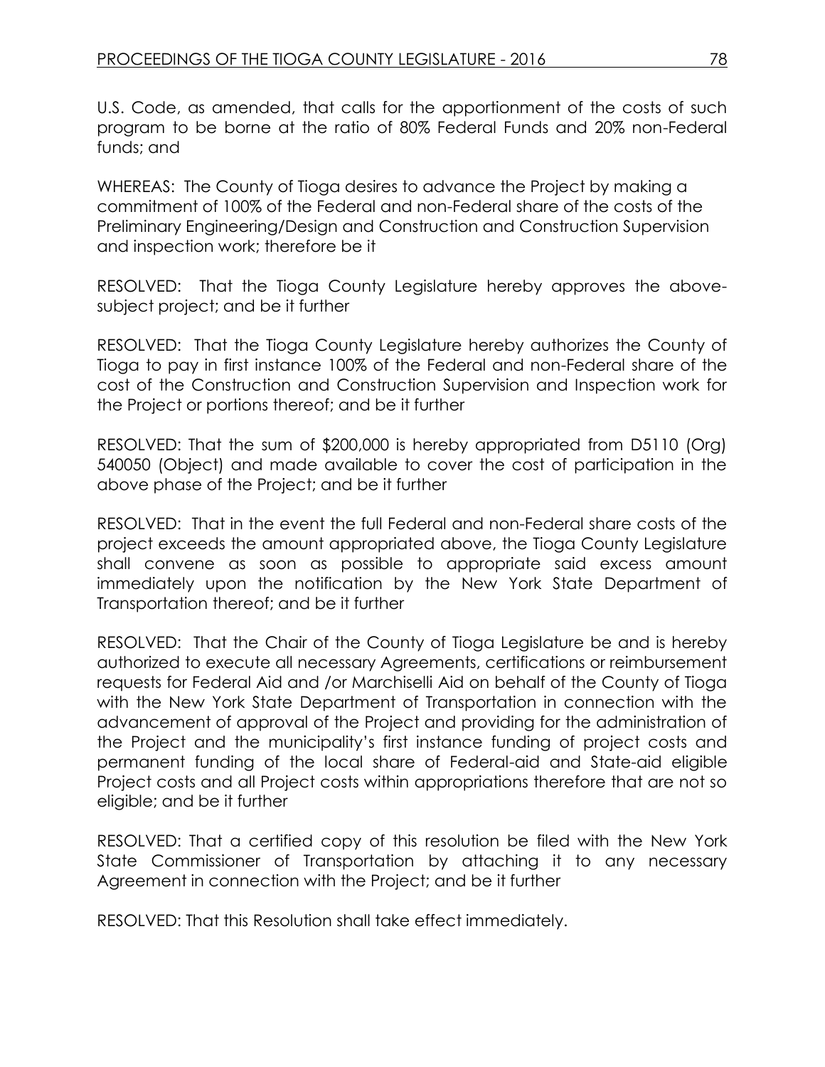U.S. Code, as amended, that calls for the apportionment of the costs of such program to be borne at the ratio of 80% Federal Funds and 20% non-Federal funds; and

WHEREAS: The County of Tioga desires to advance the Project by making a commitment of 100% of the Federal and non-Federal share of the costs of the Preliminary Engineering/Design and Construction and Construction Supervision and inspection work; therefore be it

RESOLVED: That the Tioga County Legislature hereby approves the above-subject project; and be it further

RESOLVED: That the Tioga County Legislature hereby authorizes the County of Tioga to pay in first instance 100% of the Federal and non-Federal share of the cost of the Construction and Construction Supervision and Inspection work for the Project or portions thereof; and be it further

RESOLVED: That the sum of $200,000 is hereby appropriated from D5110 (Org) 540050 (Object) and made available to cover the cost of participation in the above phase of the Project; and be it further

RESOLVED: That in the event the full Federal and non-Federal share costs of the project exceeds the amount appropriated above, the Tioga County Legislature shall convene as soon as possible to appropriate said excess amount immediately upon the notification by the New York State Department of Transportation thereof; and be it further

RESOLVED: That the Chair of the County of Tioga Legislature be and is hereby authorized to execute all necessary Agreements, certifications or reimbursement requests for Federal Aid and /or Marchiselli Aid on behalf of the County of Tioga with the New York State Department of Transportation in connection with the advancement of approval of the Project and providing for the administration of the Project and the municipality's first instance funding of project costs and permanent funding of the local share of Federal-aid and State-aid eligible Project costs and all Project costs within appropriations therefore that are not so eligible; and be it further

RESOLVED: That a certified copy of this resolution be filed with the New York State Commissioner of Transportation by attaching it to any necessary Agreement in connection with the Project; and be it further

RESOLVED: That this Resolution shall take effect immediately.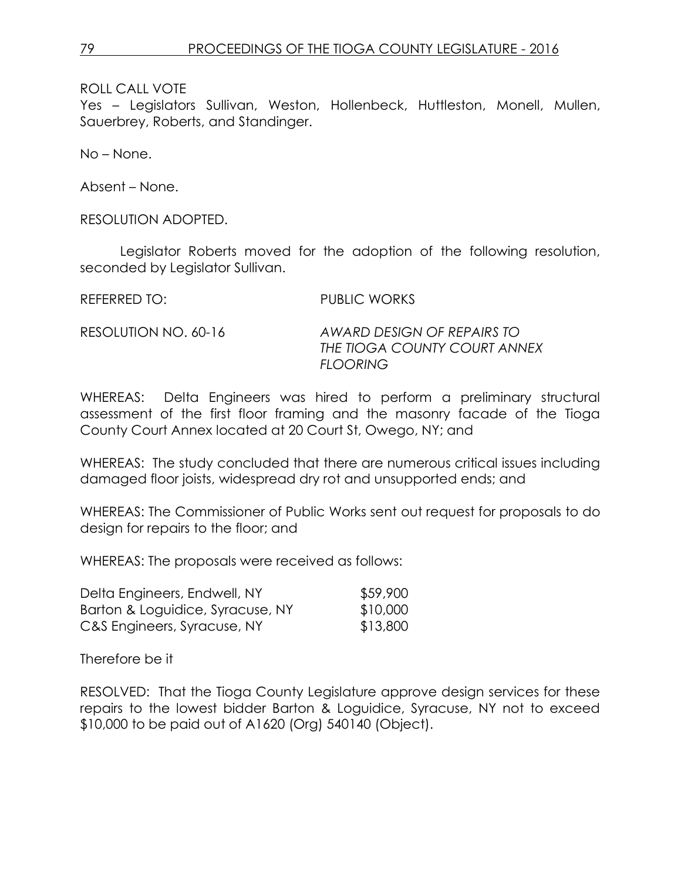ROLL CALL VOTE
Yes – Legislators Sullivan, Weston, Hollenbeck, Huttleston, Monell, Mullen, Sauerbrey, Roberts, and Standinger.

No – None.

Absent – None.

RESOLUTION ADOPTED.

Legislator Roberts moved for the adoption of the following resolution, seconded by Legislator Sullivan.

REFERRED TO: PUBLIC WORKS

RESOLUTION NO. 60-16 *AWARD DESIGN OF REPAIRS TO THE TIOGA COUNTY COURT ANNEX FLOORING*

WHEREAS: Delta Engineers was hired to perform a preliminary structural assessment of the first floor framing and the masonry facade of the Tioga County Court Annex located at 20 Court St, Owego, NY; and

WHEREAS: The study concluded that there are numerous critical issues including damaged floor joists, widespread dry rot and unsupported ends; and

WHEREAS: The Commissioner of Public Works sent out request for proposals to do design for repairs to the floor; and

WHEREAS: The proposals were received as follows:

| | |
|---|---|
| Delta Engineers, Endwell, NY | $59,900 |
| Barton & Loguidice, Syracuse, NY | $10,000 |
| C&S Engineers, Syracuse, NY | $13,800 |

Therefore be it

RESOLVED: That the Tioga County Legislature approve design services for these repairs to the lowest bidder Barton & Loguidice, Syracuse, NY not to exceed $10,000 to be paid out of A1620 (Org) 540140 (Object).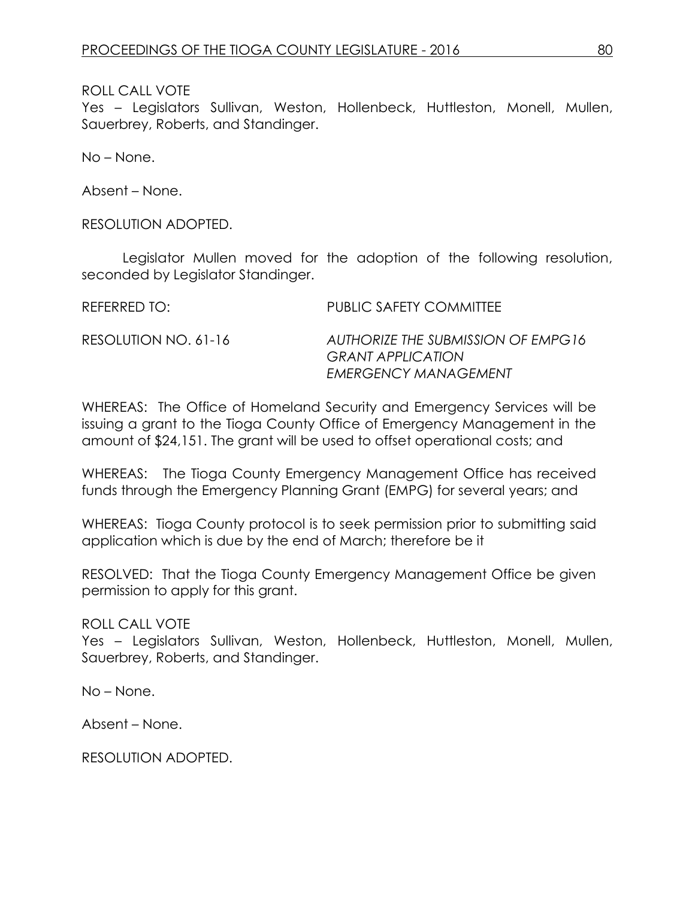ROLL CALL VOTE
Yes – Legislators Sullivan, Weston, Hollenbeck, Huttleston, Monell, Mullen, Sauerbrey, Roberts, and Standinger.

No – None.

Absent – None.

RESOLUTION ADOPTED.

Legislator Mullen moved for the adoption of the following resolution, seconded by Legislator Standinger.

REFERRED TO: PUBLIC SAFETY COMMITTEE

RESOLUTION NO. 61-16 *AUTHORIZE THE SUBMISSION OF EMPG16 GRANT APPLICATION EMERGENCY MANAGEMENT*

WHEREAS: The Office of Homeland Security and Emergency Services will be issuing a grant to the Tioga County Office of Emergency Management in the amount of $24,151. The grant will be used to offset operational costs; and

WHEREAS: The Tioga County Emergency Management Office has received funds through the Emergency Planning Grant (EMPG) for several years; and

WHEREAS: Tioga County protocol is to seek permission prior to submitting said application which is due by the end of March; therefore be it

RESOLVED: That the Tioga County Emergency Management Office be given permission to apply for this grant.

ROLL CALL VOTE
Yes – Legislators Sullivan, Weston, Hollenbeck, Huttleston, Monell, Mullen, Sauerbrey, Roberts, and Standinger.

No – None.

Absent – None.

RESOLUTION ADOPTED.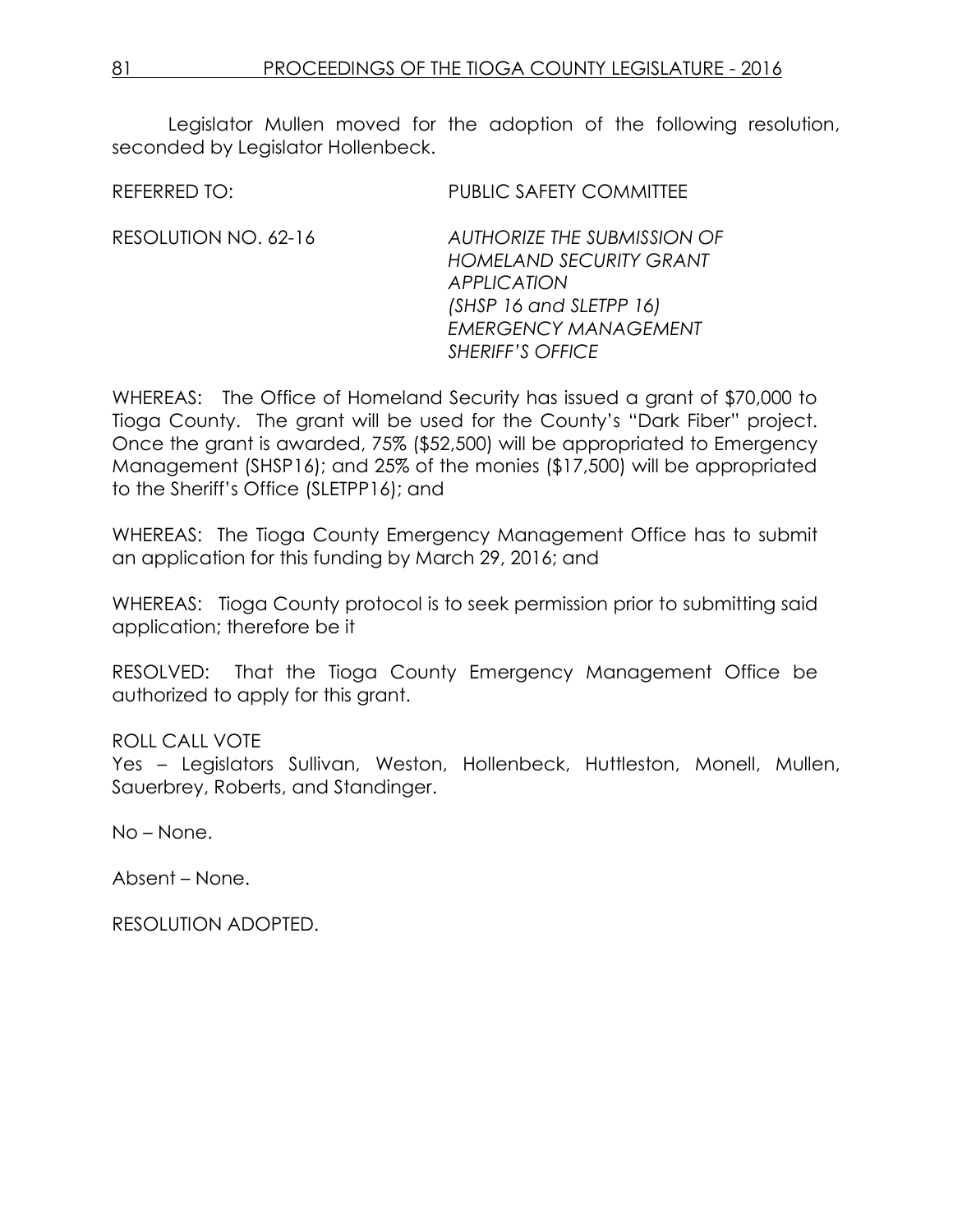Legislator Mullen moved for the adoption of the following resolution, seconded by Legislator Hollenbeck.

REFERRED TO: PUBLIC SAFETY COMMITTEE

RESOLUTION NO. 62-16 *AUTHORIZE THE SUBMISSION OF HOMELAND SECURITY GRANT APPLICATION (SHSP 16 and SLETPP 16) EMERGENCY MANAGEMENT SHERIFF'S OFFICE*

WHEREAS: The Office of Homeland Security has issued a grant of $70,000 to Tioga County. The grant will be used for the County's "Dark Fiber" project. Once the grant is awarded, 75% ($52,500) will be appropriated to Emergency Management (SHSP16); and 25% of the monies ($17,500) will be appropriated to the Sheriff's Office (SLETPP16); and

WHEREAS: The Tioga County Emergency Management Office has to submit an application for this funding by March 29, 2016; and

WHEREAS: Tioga County protocol is to seek permission prior to submitting said application; therefore be it

RESOLVED: That the Tioga County Emergency Management Office be authorized to apply for this grant.

ROLL CALL VOTE
Yes – Legislators Sullivan, Weston, Hollenbeck, Huttleston, Monell, Mullen, Sauerbrey, Roberts, and Standinger.

No – None.

Absent – None.

RESOLUTION ADOPTED.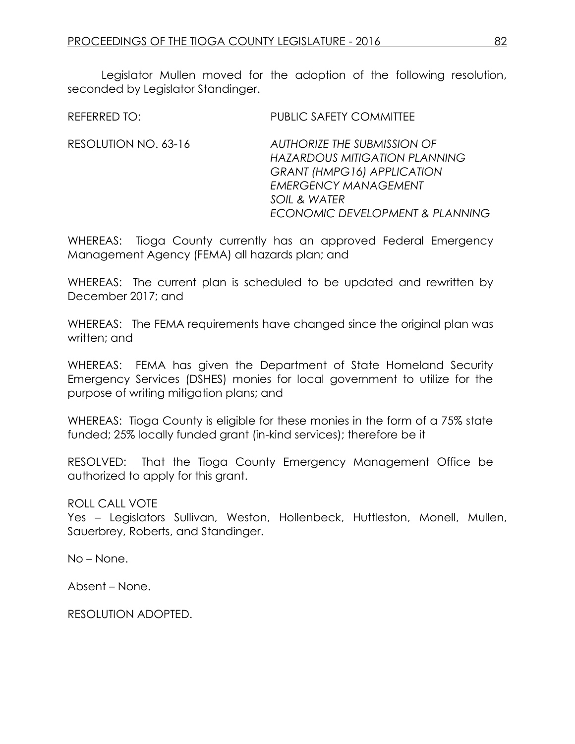Legislator Mullen moved for the adoption of the following resolution, seconded by Legislator Standinger.

REFERRED TO: PUBLIC SAFETY COMMITTEE

RESOLUTION NO. 63-16 *AUTHORIZE THE SUBMISSION OF HAZARDOUS MITIGATION PLANNING GRANT (HMPG16) APPLICATION EMERGENCY MANAGEMENT SOIL & WATER ECONOMIC DEVELOPMENT & PLANNING*

WHEREAS: Tioga County currently has an approved Federal Emergency Management Agency (FEMA) all hazards plan; and

WHEREAS: The current plan is scheduled to be updated and rewritten by December 2017; and

WHEREAS: The FEMA requirements have changed since the original plan was written; and

WHEREAS: FEMA has given the Department of State Homeland Security Emergency Services (DSHES) monies for local government to utilize for the purpose of writing mitigation plans; and

WHEREAS: Tioga County is eligible for these monies in the form of a 75% state funded; 25% locally funded grant (in-kind services); therefore be it

RESOLVED: That the Tioga County Emergency Management Office be authorized to apply for this grant.

ROLL CALL VOTE

Yes – Legislators Sullivan, Weston, Hollenbeck, Huttleston, Monell, Mullen, Sauerbrey, Roberts, and Standinger.

No – None.

Absent – None.

RESOLUTION ADOPTED.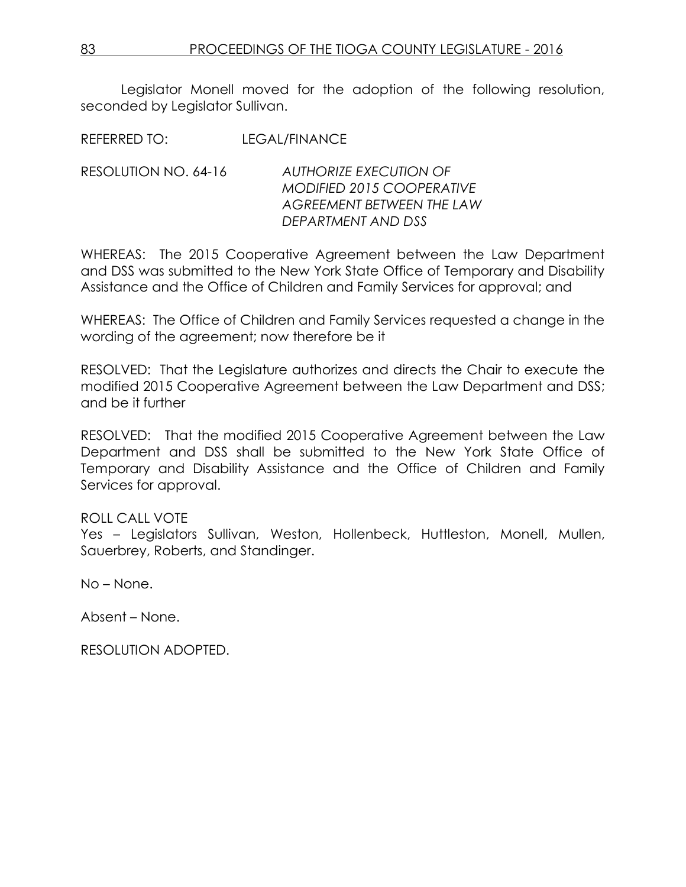Legislator Monell moved for the adoption of the following resolution, seconded by Legislator Sullivan.

REFERRED TO: LEGAL/FINANCE

RESOLUTION NO. 64-16 *AUTHORIZE EXECUTION OF MODIFIED 2015 COOPERATIVE AGREEMENT BETWEEN THE LAW DEPARTMENT AND DSS*

WHEREAS: The 2015 Cooperative Agreement between the Law Department and DSS was submitted to the New York State Office of Temporary and Disability Assistance and the Office of Children and Family Services for approval; and

WHEREAS: The Office of Children and Family Services requested a change in the wording of the agreement; now therefore be it

RESOLVED: That the Legislature authorizes and directs the Chair to execute the modified 2015 Cooperative Agreement between the Law Department and DSS; and be it further

RESOLVED: That the modified 2015 Cooperative Agreement between the Law Department and DSS shall be submitted to the New York State Office of Temporary and Disability Assistance and the Office of Children and Family Services for approval.

ROLL CALL VOTE
Yes – Legislators Sullivan, Weston, Hollenbeck, Huttleston, Monell, Mullen, Sauerbrey, Roberts, and Standinger.

No – None.

Absent – None.

RESOLUTION ADOPTED.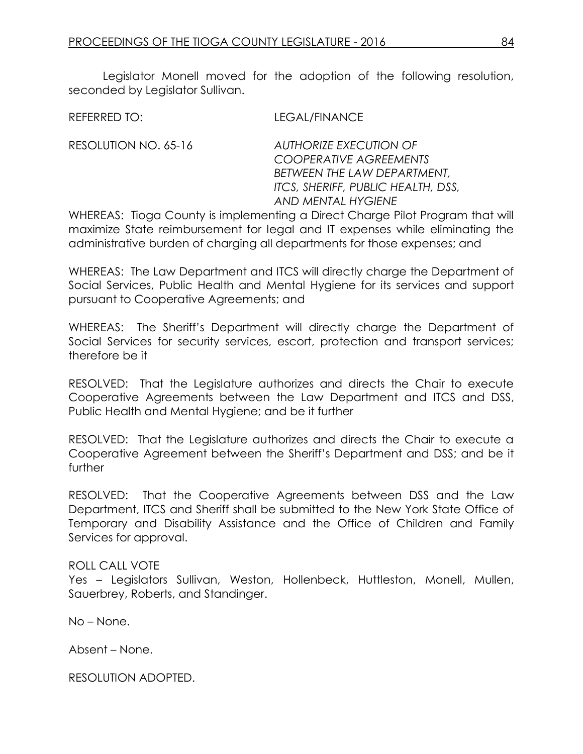Legislator Monell moved for the adoption of the following resolution, seconded by Legislator Sullivan.

REFERRED TO: LEGAL/FINANCE

RESOLUTION NO. 65-16 *AUTHORIZE EXECUTION OF COOPERATIVE AGREEMENTS BETWEEN THE LAW DEPARTMENT, ITCS, SHERIFF, PUBLIC HEALTH, DSS, AND MENTAL HYGIENE*

WHEREAS: Tioga County is implementing a Direct Charge Pilot Program that will maximize State reimbursement for legal and IT expenses while eliminating the administrative burden of charging all departments for those expenses; and

WHEREAS: The Law Department and ITCS will directly charge the Department of Social Services, Public Health and Mental Hygiene for its services and support pursuant to Cooperative Agreements; and

WHEREAS: The Sheriff's Department will directly charge the Department of Social Services for security services, escort, protection and transport services; therefore be it

RESOLVED: That the Legislature authorizes and directs the Chair to execute Cooperative Agreements between the Law Department and ITCS and DSS, Public Health and Mental Hygiene; and be it further

RESOLVED: That the Legislature authorizes and directs the Chair to execute a Cooperative Agreement between the Sheriff's Department and DSS; and be it further

RESOLVED: That the Cooperative Agreements between DSS and the Law Department, ITCS and Sheriff shall be submitted to the New York State Office of Temporary and Disability Assistance and the Office of Children and Family Services for approval.

ROLL CALL VOTE
Yes – Legislators Sullivan, Weston, Hollenbeck, Huttleston, Monell, Mullen, Sauerbrey, Roberts, and Standinger.

No – None.

Absent – None.

RESOLUTION ADOPTED.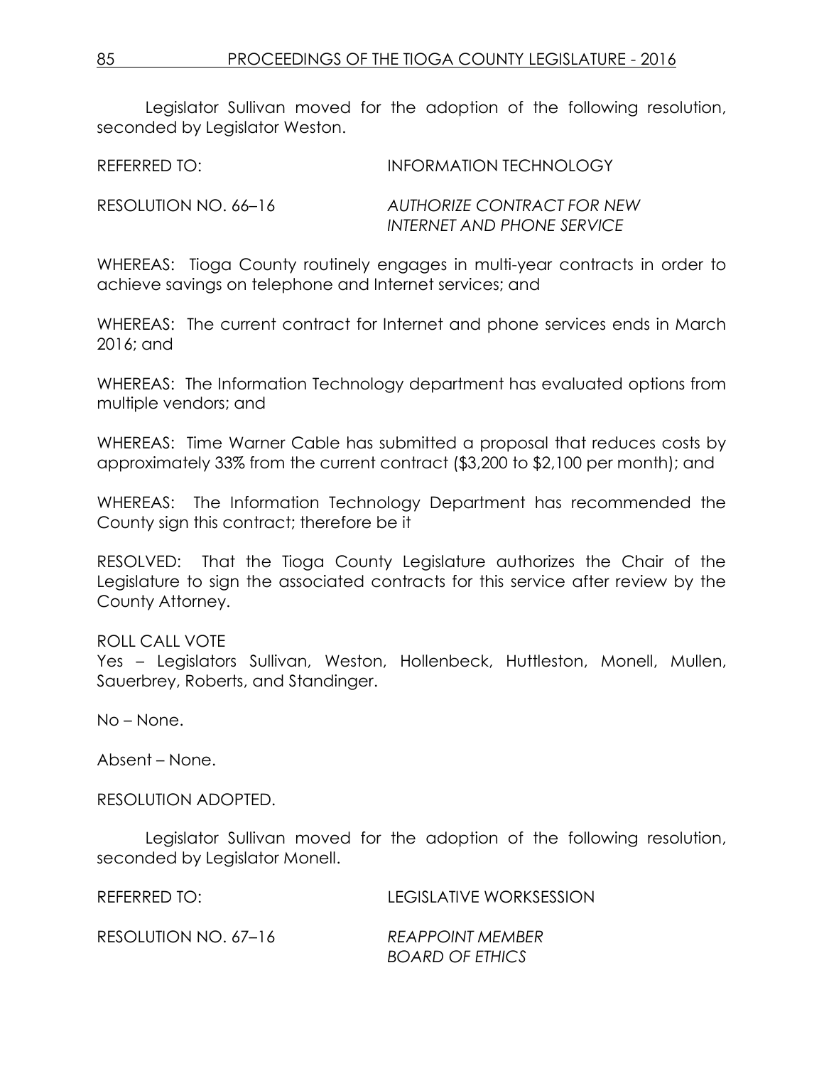Legislator Sullivan moved for the adoption of the following resolution, seconded by Legislator Weston.

REFERRED TO: INFORMATION TECHNOLOGY

RESOLUTION NO. 66–16 *AUTHORIZE CONTRACT FOR NEW INTERNET AND PHONE SERVICE*

WHEREAS: Tioga County routinely engages in multi-year contracts in order to achieve savings on telephone and Internet services; and

WHEREAS: The current contract for Internet and phone services ends in March 2016; and

WHEREAS: The Information Technology department has evaluated options from multiple vendors; and

WHEREAS: Time Warner Cable has submitted a proposal that reduces costs by approximately 33% from the current contract ($3,200 to $2,100 per month); and

WHEREAS: The Information Technology Department has recommended the County sign this contract; therefore be it

RESOLVED: That the Tioga County Legislature authorizes the Chair of the Legislature to sign the associated contracts for this service after review by the County Attorney.

ROLL CALL VOTE
Yes – Legislators Sullivan, Weston, Hollenbeck, Huttleston, Monell, Mullen, Sauerbrey, Roberts, and Standinger.

No – None.

Absent – None.

RESOLUTION ADOPTED.

Legislator Sullivan moved for the adoption of the following resolution, seconded by Legislator Monell.

REFERRED TO: LEGISLATIVE WORKSESSION

RESOLUTION NO. 67–16 *REAPPOINT MEMBER BOARD OF ETHICS*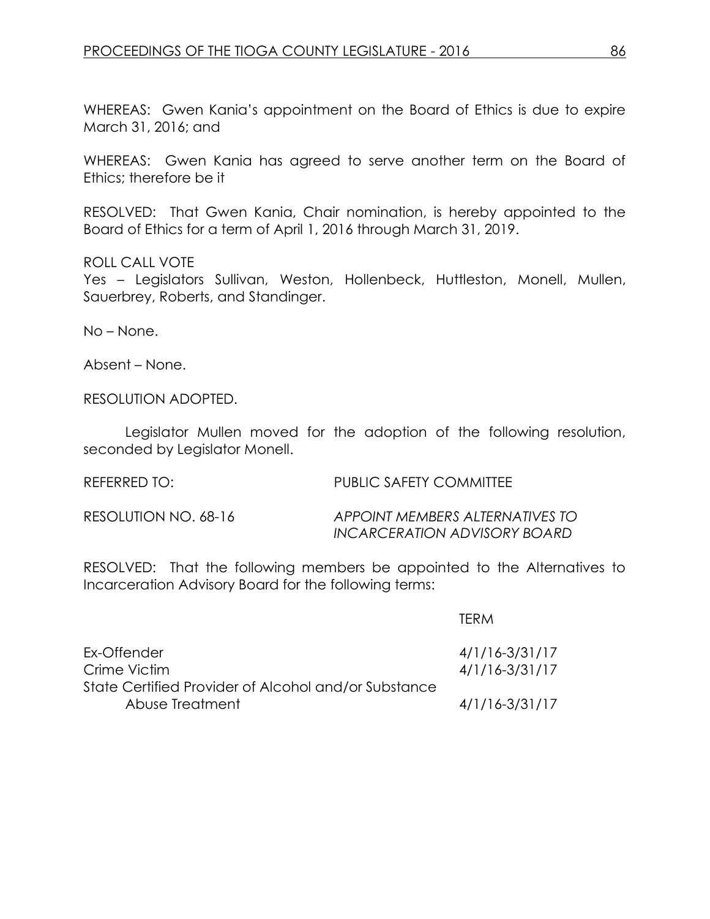WHEREAS: Gwen Kania's appointment on the Board of Ethics is due to expire March 31, 2016; and

WHEREAS: Gwen Kania has agreed to serve another term on the Board of Ethics; therefore be it

RESOLVED: That Gwen Kania, Chair nomination, is hereby appointed to the Board of Ethics for a term of April 1, 2016 through March 31, 2019.

ROLL CALL VOTE
Yes – Legislators Sullivan, Weston, Hollenbeck, Huttleston, Monell, Mullen, Sauerbrey, Roberts, and Standinger.

No – None.

Absent – None.

RESOLUTION ADOPTED.

Legislator Mullen moved for the adoption of the following resolution, seconded by Legislator Monell.

REFERRED TO: PUBLIC SAFETY COMMITTEE

RESOLUTION NO. 68-16 *APPOINT MEMBERS ALTERNATIVES TO INCARCERATION ADVISORY BOARD*

RESOLVED: That the following members be appointed to the Alternatives to Incarceration Advisory Board for the following terms:

| | TERM |
|---|---|
| Ex-Offender | 4/1/16-3/31/17 |
| Crime Victim | 4/1/16-3/31/17 |
| State Certified Provider of Alcohol and/or Substance Abuse Treatment | 4/1/16-3/31/17 |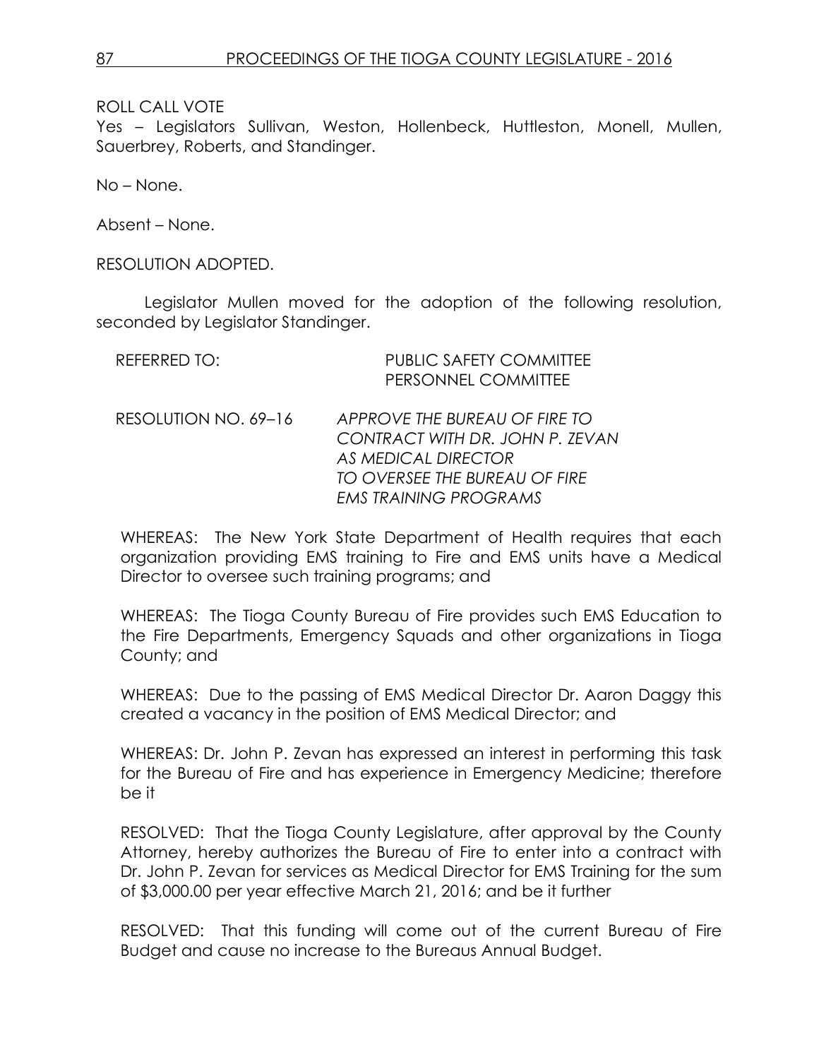ROLL CALL VOTE
Yes – Legislators Sullivan, Weston, Hollenbeck, Huttleston, Monell, Mullen, Sauerbrey, Roberts, and Standinger.

No – None.

Absent – None.

RESOLUTION ADOPTED.

Legislator Mullen moved for the adoption of the following resolution, seconded by Legislator Standinger.

REFERRED TO: PUBLIC SAFETY COMMITTEE
PERSONNEL COMMITTEE

RESOLUTION NO. 69–16 *APPROVE THE BUREAU OF FIRE TO CONTRACT WITH DR. JOHN P. ZEVAN AS MEDICAL DIRECTOR TO OVERSEE THE BUREAU OF FIRE EMS TRAINING PROGRAMS*

WHEREAS: The New York State Department of Health requires that each organization providing EMS training to Fire and EMS units have a Medical Director to oversee such training programs; and

WHEREAS: The Tioga County Bureau of Fire provides such EMS Education to the Fire Departments, Emergency Squads and other organizations in Tioga County; and

WHEREAS: Due to the passing of EMS Medical Director Dr. Aaron Daggy this created a vacancy in the position of EMS Medical Director; and

WHEREAS: Dr. John P. Zevan has expressed an interest in performing this task for the Bureau of Fire and has experience in Emergency Medicine; therefore be it

RESOLVED: That the Tioga County Legislature, after approval by the County Attorney, hereby authorizes the Bureau of Fire to enter into a contract with Dr. John P. Zevan for services as Medical Director for EMS Training for the sum of $3,000.00 per year effective March 21, 2016; and be it further

RESOLVED: That this funding will come out of the current Bureau of Fire Budget and cause no increase to the Bureaus Annual Budget.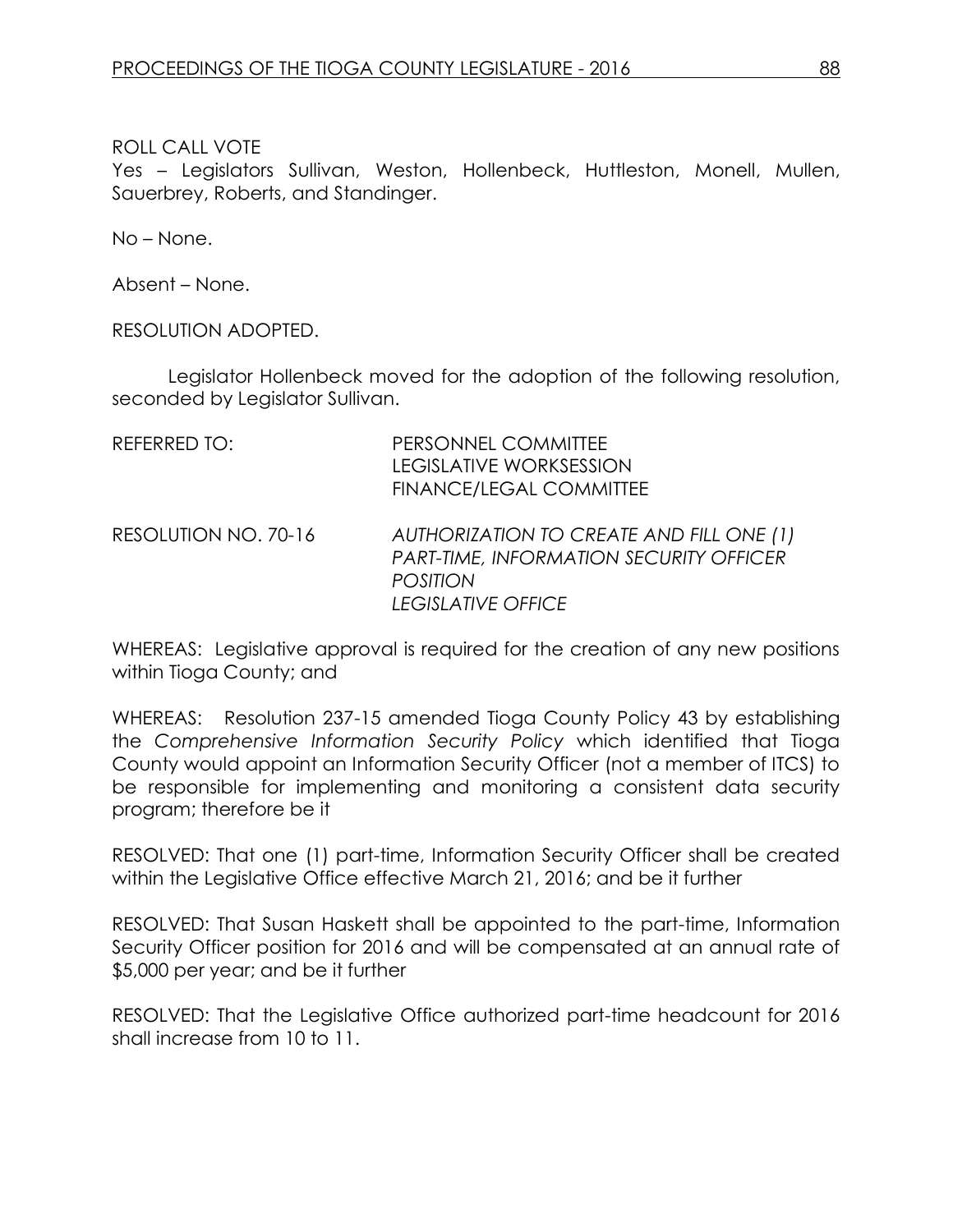ROLL CALL VOTE
Yes – Legislators Sullivan, Weston, Hollenbeck, Huttleston, Monell, Mullen, Sauerbrey, Roberts, and Standinger.

No – None.

Absent – None.

RESOLUTION ADOPTED.

Legislator Hollenbeck moved for the adoption of the following resolution, seconded by Legislator Sullivan.

REFERRED TO: PERSONNEL COMMITTEE
LEGISLATIVE WORKSESSION
FINANCE/LEGAL COMMITTEE

RESOLUTION NO. 70-16 *AUTHORIZATION TO CREATE AND FILL ONE (1) PART-TIME, INFORMATION SECURITY OFFICER POSITION*
*LEGISLATIVE OFFICE*

WHEREAS: Legislative approval is required for the creation of any new positions within Tioga County; and

WHEREAS: Resolution 237-15 amended Tioga County Policy 43 by establishing the *Comprehensive Information Security Policy* which identified that Tioga County would appoint an Information Security Officer (not a member of ITCS) to be responsible for implementing and monitoring a consistent data security program; therefore be it

RESOLVED: That one (1) part-time, Information Security Officer shall be created within the Legislative Office effective March 21, 2016; and be it further

RESOLVED: That Susan Haskett shall be appointed to the part-time, Information Security Officer position for 2016 and will be compensated at an annual rate of $5,000 per year; and be it further

RESOLVED: That the Legislative Office authorized part-time headcount for 2016 shall increase from 10 to 11.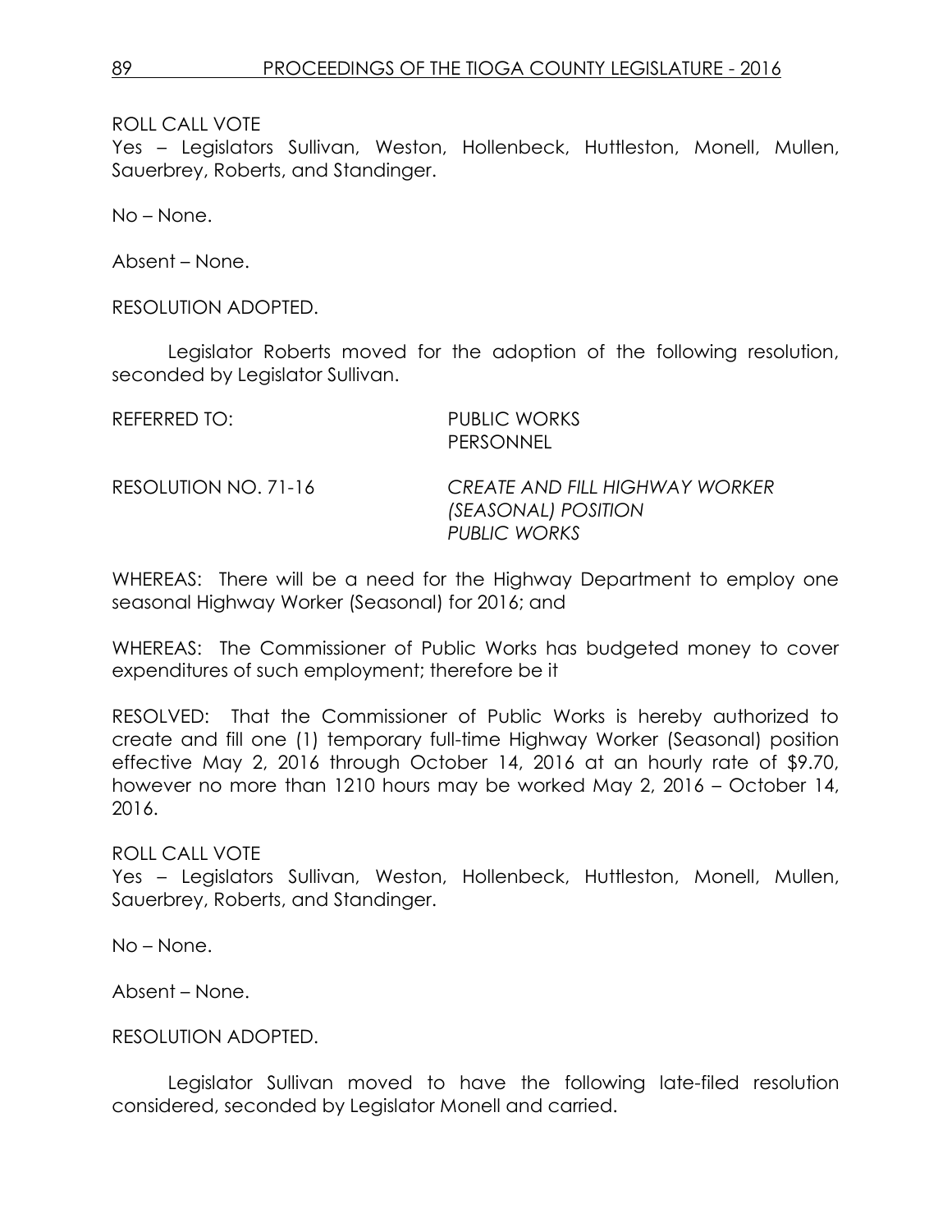ROLL CALL VOTE
Yes – Legislators Sullivan, Weston, Hollenbeck, Huttleston, Monell, Mullen, Sauerbrey, Roberts, and Standinger.

No – None.

Absent – None.

RESOLUTION ADOPTED.

Legislator Roberts moved for the adoption of the following resolution, seconded by Legislator Sullivan.

REFERRED TO: PUBLIC WORKS
PERSONNEL

RESOLUTION NO. 71-16 *CREATE AND FILL HIGHWAY WORKER (SEASONAL) POSITION PUBLIC WORKS*

WHEREAS: There will be a need for the Highway Department to employ one seasonal Highway Worker (Seasonal) for 2016; and

WHEREAS: The Commissioner of Public Works has budgeted money to cover expenditures of such employment; therefore be it

RESOLVED: That the Commissioner of Public Works is hereby authorized to create and fill one (1) temporary full-time Highway Worker (Seasonal) position effective May 2, 2016 through October 14, 2016 at an hourly rate of $9.70, however no more than 1210 hours may be worked May 2, 2016 – October 14, 2016.

ROLL CALL VOTE
Yes – Legislators Sullivan, Weston, Hollenbeck, Huttleston, Monell, Mullen, Sauerbrey, Roberts, and Standinger.

No – None.

Absent – None.

RESOLUTION ADOPTED.

Legislator Sullivan moved to have the following late-filed resolution considered, seconded by Legislator Monell and carried.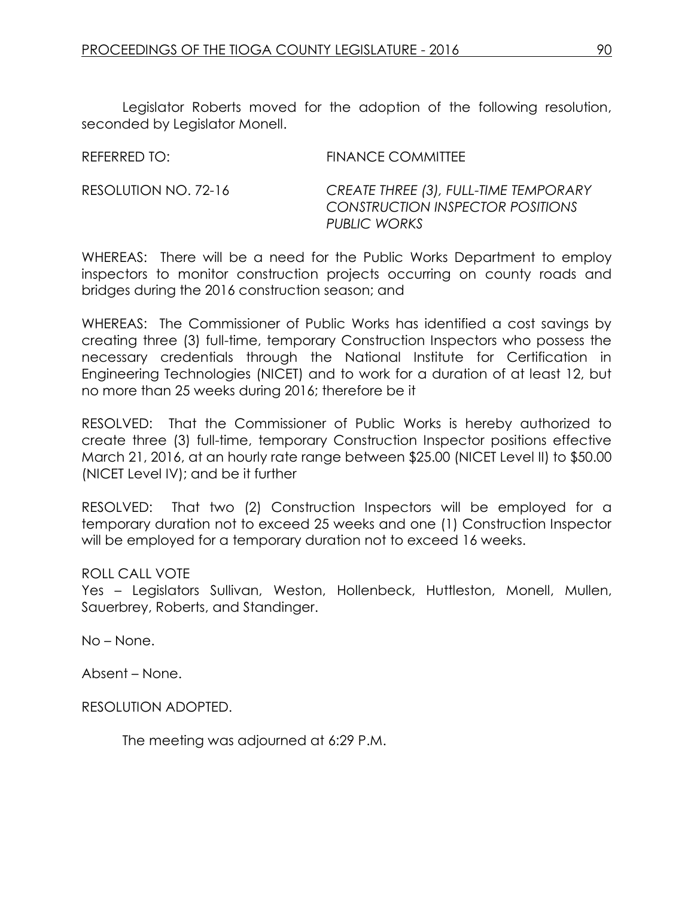Legislator Roberts moved for the adoption of the following resolution, seconded by Legislator Monell.

REFERRED TO: FINANCE COMMITTEE

RESOLUTION NO. 72-16 *CREATE THREE (3), FULL-TIME TEMPORARY CONSTRUCTION INSPECTOR POSITIONS PUBLIC WORKS*

WHEREAS: There will be a need for the Public Works Department to employ inspectors to monitor construction projects occurring on county roads and bridges during the 2016 construction season; and

WHEREAS: The Commissioner of Public Works has identified a cost savings by creating three (3) full-time, temporary Construction Inspectors who possess the necessary credentials through the National Institute for Certification in Engineering Technologies (NICET) and to work for a duration of at least 12, but no more than 25 weeks during 2016; therefore be it

RESOLVED: That the Commissioner of Public Works is hereby authorized to create three (3) full-time, temporary Construction Inspector positions effective March 21, 2016, at an hourly rate range between $25.00 (NICET Level II) to $50.00 (NICET Level IV); and be it further

RESOLVED: That two (2) Construction Inspectors will be employed for a temporary duration not to exceed 25 weeks and one (1) Construction Inspector will be employed for a temporary duration not to exceed 16 weeks.

ROLL CALL VOTE
Yes – Legislators Sullivan, Weston, Hollenbeck, Huttleston, Monell, Mullen, Sauerbrey, Roberts, and Standinger.

No – None.

Absent – None.

RESOLUTION ADOPTED.

The meeting was adjourned at 6:29 P.M.